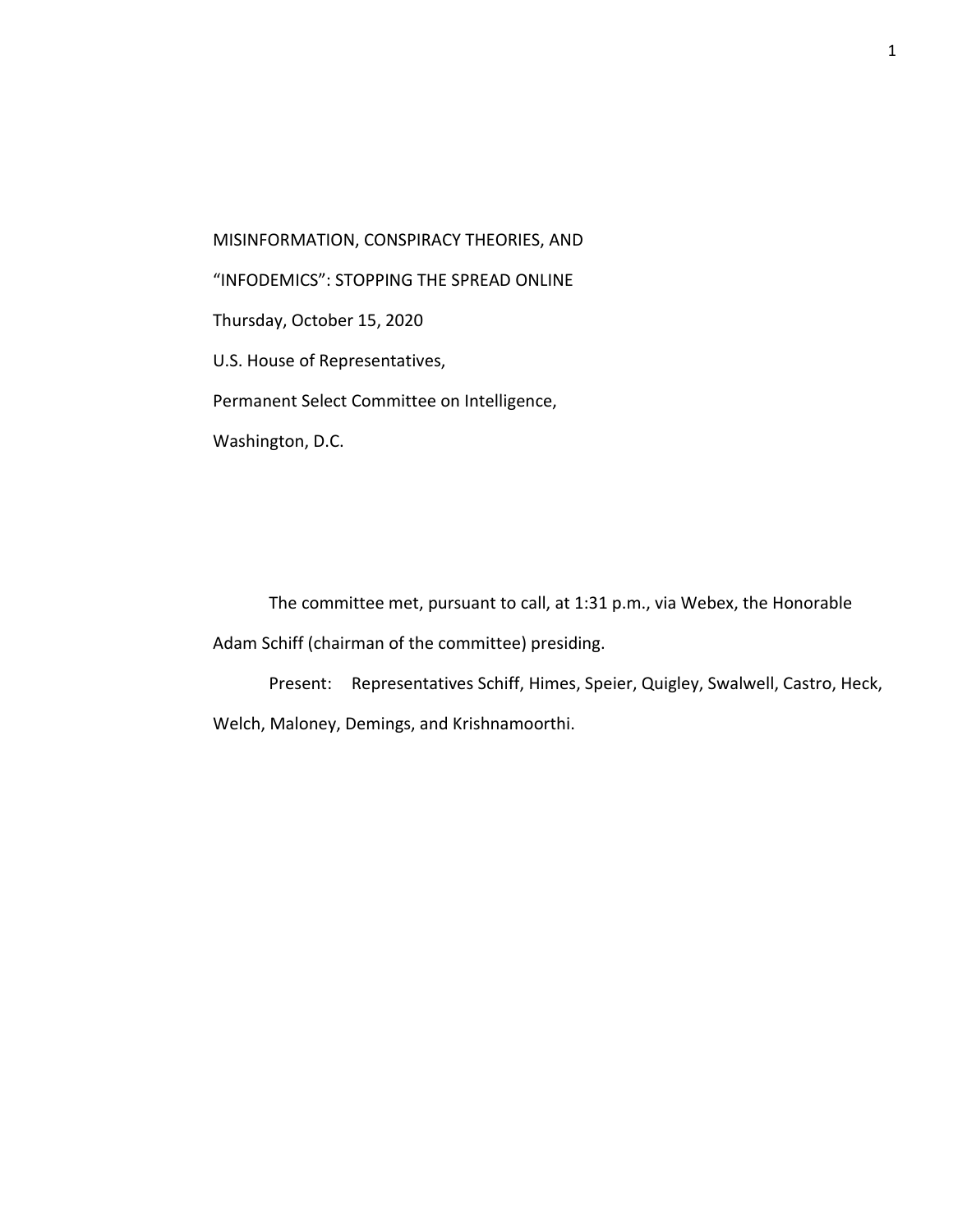MISINFORMATION, CONSPIRACY THEORIES, AND

"INFODEMICS": STOPPING THE SPREAD ONLINE

Thursday, October 15, 2020

U.S. House of Representatives,

Permanent Select Committee on Intelligence,

Washington, D.C.

The committee met, pursuant to call, at 1:31 p.m., via Webex, the Honorable Adam Schiff (chairman of the committee) presiding.

Present: Representatives Schiff, Himes, Speier, Quigley, Swalwell, Castro, Heck, Welch, Maloney, Demings, and Krishnamoorthi.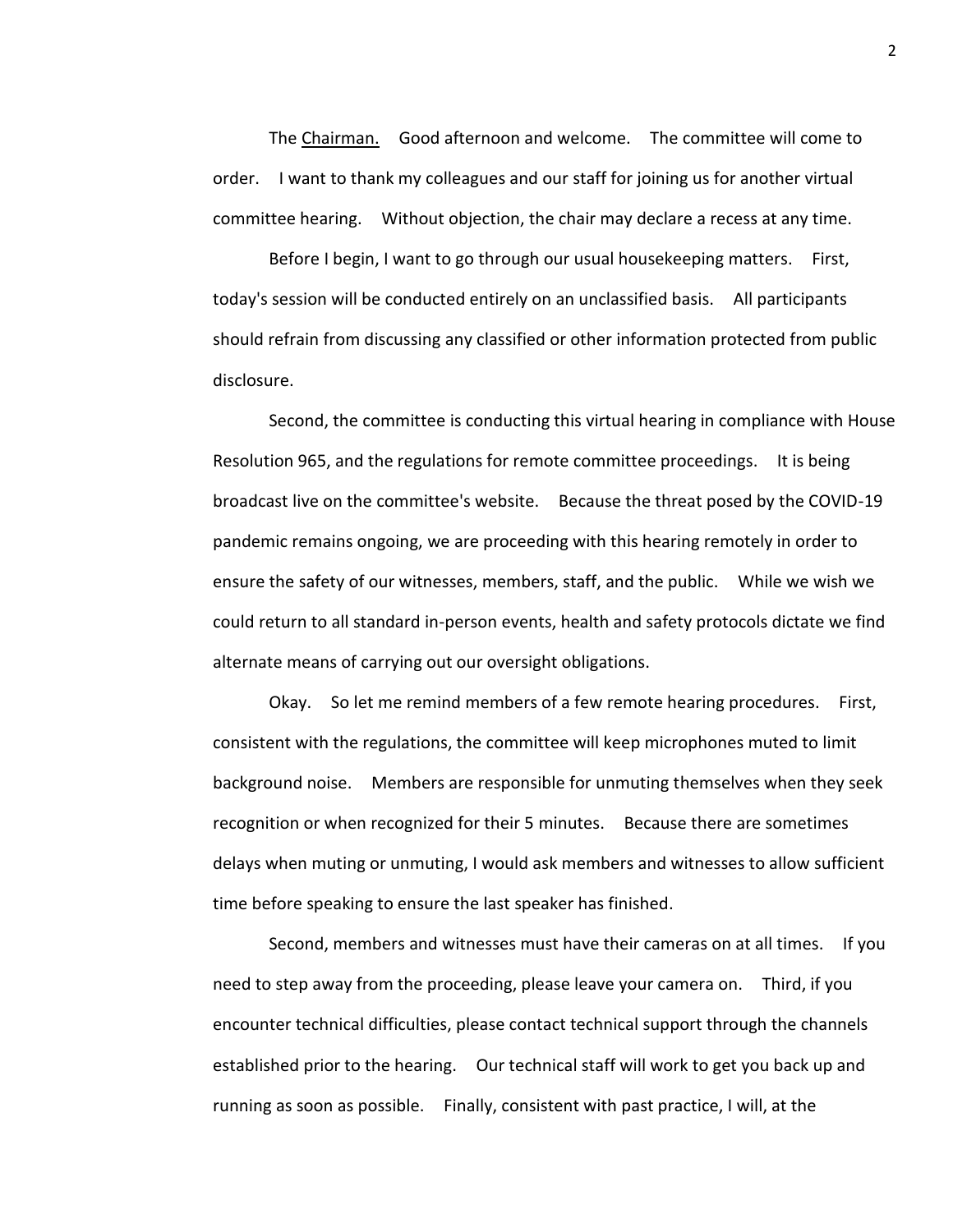The Chairman. Good afternoon and welcome. The committee will come to order. I want to thank my colleagues and our staff for joining us for another virtual committee hearing. Without objection, the chair may declare a recess at any time.

Before I begin, I want to go through our usual housekeeping matters. First, today's session will be conducted entirely on an unclassified basis. All participants should refrain from discussing any classified or other information protected from public disclosure.

Second, the committee is conducting this virtual hearing in compliance with House Resolution 965, and the regulations for remote committee proceedings. It is being broadcast live on the committee's website. Because the threat posed by the COVID-19 pandemic remains ongoing, we are proceeding with this hearing remotely in order to ensure the safety of our witnesses, members, staff, and the public. While we wish we could return to all standard in-person events, health and safety protocols dictate we find alternate means of carrying out our oversight obligations.

Okay. So let me remind members of a few remote hearing procedures. First, consistent with the regulations, the committee will keep microphones muted to limit background noise. Members are responsible for unmuting themselves when they seek recognition or when recognized for their 5 minutes. Because there are sometimes delays when muting or unmuting, I would ask members and witnesses to allow sufficient time before speaking to ensure the last speaker has finished.

Second, members and witnesses must have their cameras on at all times. If you need to step away from the proceeding, please leave your camera on. Third, if you encounter technical difficulties, please contact technical support through the channels established prior to the hearing. Our technical staff will work to get you back up and running as soon as possible. Finally, consistent with past practice, I will, at the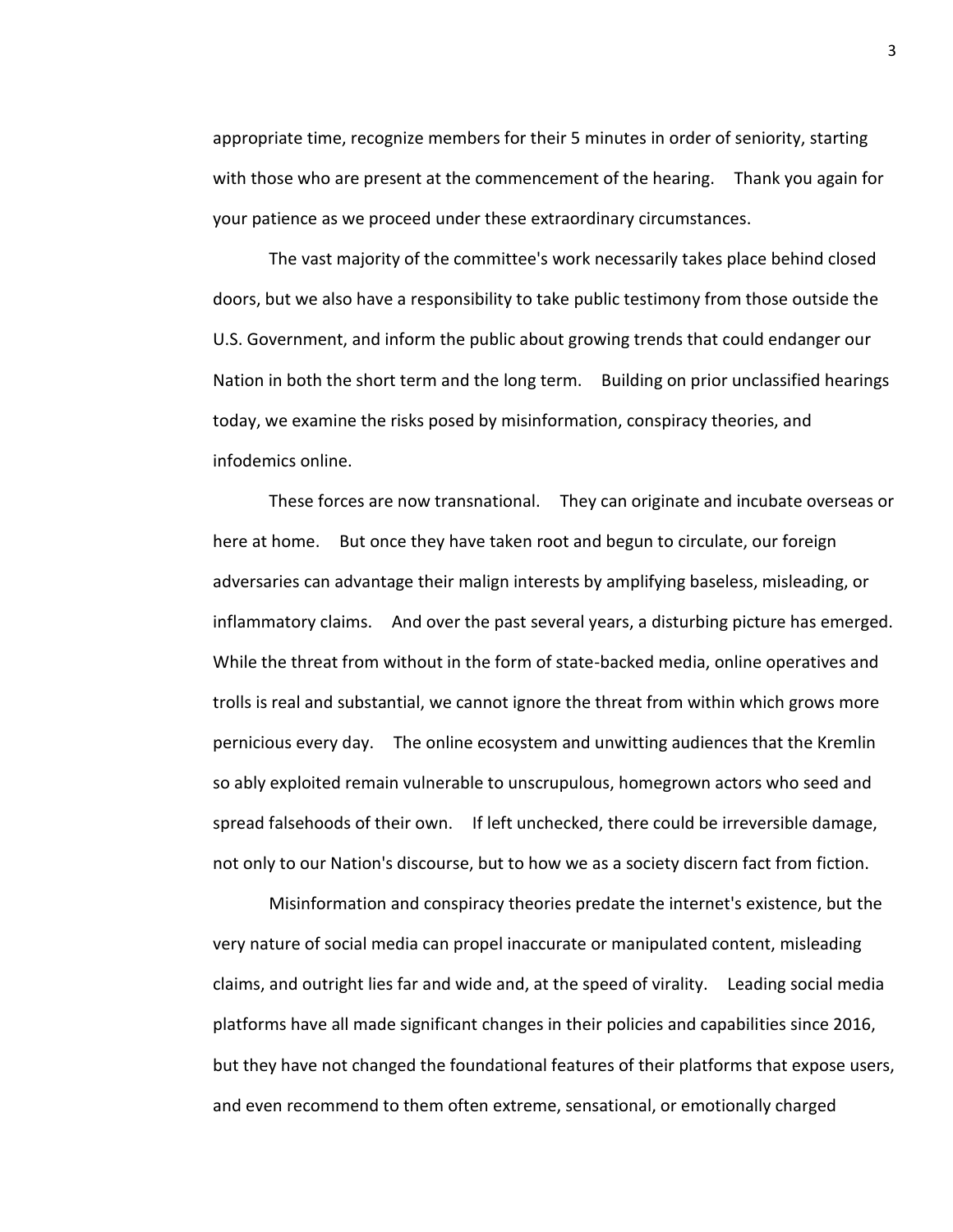appropriate time, recognize members for their 5 minutes in order of seniority, starting with those who are present at the commencement of the hearing. Thank you again for your patience as we proceed under these extraordinary circumstances.

The vast majority of the committee's work necessarily takes place behind closed doors, but we also have a responsibility to take public testimony from those outside the U.S. Government, and inform the public about growing trends that could endanger our Nation in both the short term and the long term. Building on prior unclassified hearings today, we examine the risks posed by misinformation, conspiracy theories, and infodemics online.

These forces are now transnational. They can originate and incubate overseas or here at home. But once they have taken root and begun to circulate, our foreign adversaries can advantage their malign interests by amplifying baseless, misleading, or inflammatory claims. And over the past several years, a disturbing picture has emerged. While the threat from without in the form of state-backed media, online operatives and trolls is real and substantial, we cannot ignore the threat from within which grows more pernicious every day. The online ecosystem and unwitting audiences that the Kremlin so ably exploited remain vulnerable to unscrupulous, homegrown actors who seed and spread falsehoods of their own. If left unchecked, there could be irreversible damage, not only to our Nation's discourse, but to how we as a society discern fact from fiction.

Misinformation and conspiracy theories predate the internet's existence, but the very nature of social media can propel inaccurate or manipulated content, misleading claims, and outright lies far and wide and, at the speed of virality. Leading social media platforms have all made significant changes in their policies and capabilities since 2016, but they have not changed the foundational features of their platforms that expose users, and even recommend to them often extreme, sensational, or emotionally charged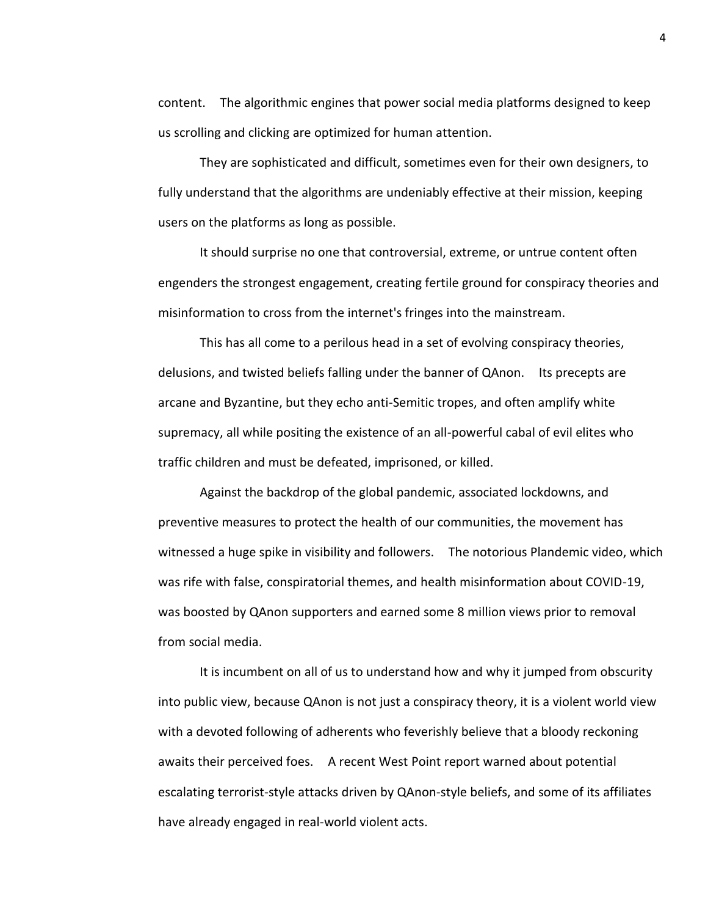content. The algorithmic engines that power social media platforms designed to keep us scrolling and clicking are optimized for human attention.

They are sophisticated and difficult, sometimes even for their own designers, to fully understand that the algorithms are undeniably effective at their mission, keeping users on the platforms as long as possible.

It should surprise no one that controversial, extreme, or untrue content often engenders the strongest engagement, creating fertile ground for conspiracy theories and misinformation to cross from the internet's fringes into the mainstream.

This has all come to a perilous head in a set of evolving conspiracy theories, delusions, and twisted beliefs falling under the banner of QAnon. Its precepts are arcane and Byzantine, but they echo anti-Semitic tropes, and often amplify white supremacy, all while positing the existence of an all-powerful cabal of evil elites who traffic children and must be defeated, imprisoned, or killed.

Against the backdrop of the global pandemic, associated lockdowns, and preventive measures to protect the health of our communities, the movement has witnessed a huge spike in visibility and followers. The notorious Plandemic video, which was rife with false, conspiratorial themes, and health misinformation about COVID-19, was boosted by QAnon supporters and earned some 8 million views prior to removal from social media.

It is incumbent on all of us to understand how and why it jumped from obscurity into public view, because QAnon is not just a conspiracy theory, it is a violent world view with a devoted following of adherents who feverishly believe that a bloody reckoning awaits their perceived foes. A recent West Point report warned about potential escalating terrorist-style attacks driven by QAnon-style beliefs, and some of its affiliates have already engaged in real-world violent acts.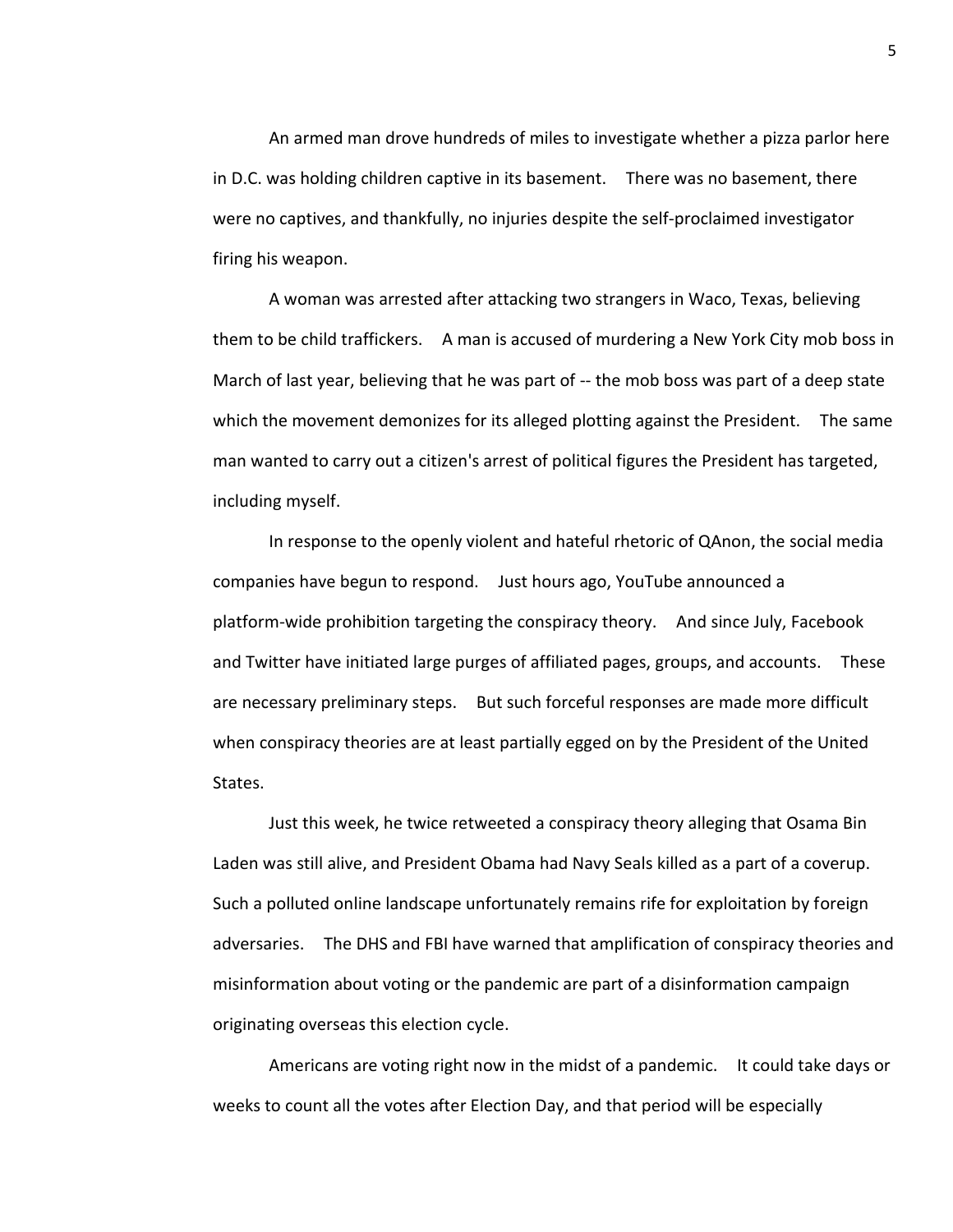An armed man drove hundreds of miles to investigate whether a pizza parlor here in D.C. was holding children captive in its basement. There was no basement, there were no captives, and thankfully, no injuries despite the self-proclaimed investigator firing his weapon.

A woman was arrested after attacking two strangers in Waco, Texas, believing them to be child traffickers. A man is accused of murdering a New York City mob boss in March of last year, believing that he was part of -- the mob boss was part of a deep state which the movement demonizes for its alleged plotting against the President. The same man wanted to carry out a citizen's arrest of political figures the President has targeted, including myself.

In response to the openly violent and hateful rhetoric of QAnon, the social media companies have begun to respond. Just hours ago, YouTube announced a platform-wide prohibition targeting the conspiracy theory. And since July, Facebook and Twitter have initiated large purges of affiliated pages, groups, and accounts. These are necessary preliminary steps. But such forceful responses are made more difficult when conspiracy theories are at least partially egged on by the President of the United States.

Just this week, he twice retweeted a conspiracy theory alleging that Osama Bin Laden was still alive, and President Obama had Navy Seals killed as a part of a coverup. Such a polluted online landscape unfortunately remains rife for exploitation by foreign adversaries. The DHS and FBI have warned that amplification of conspiracy theories and misinformation about voting or the pandemic are part of a disinformation campaign originating overseas this election cycle.

Americans are voting right now in the midst of a pandemic. It could take days or weeks to count all the votes after Election Day, and that period will be especially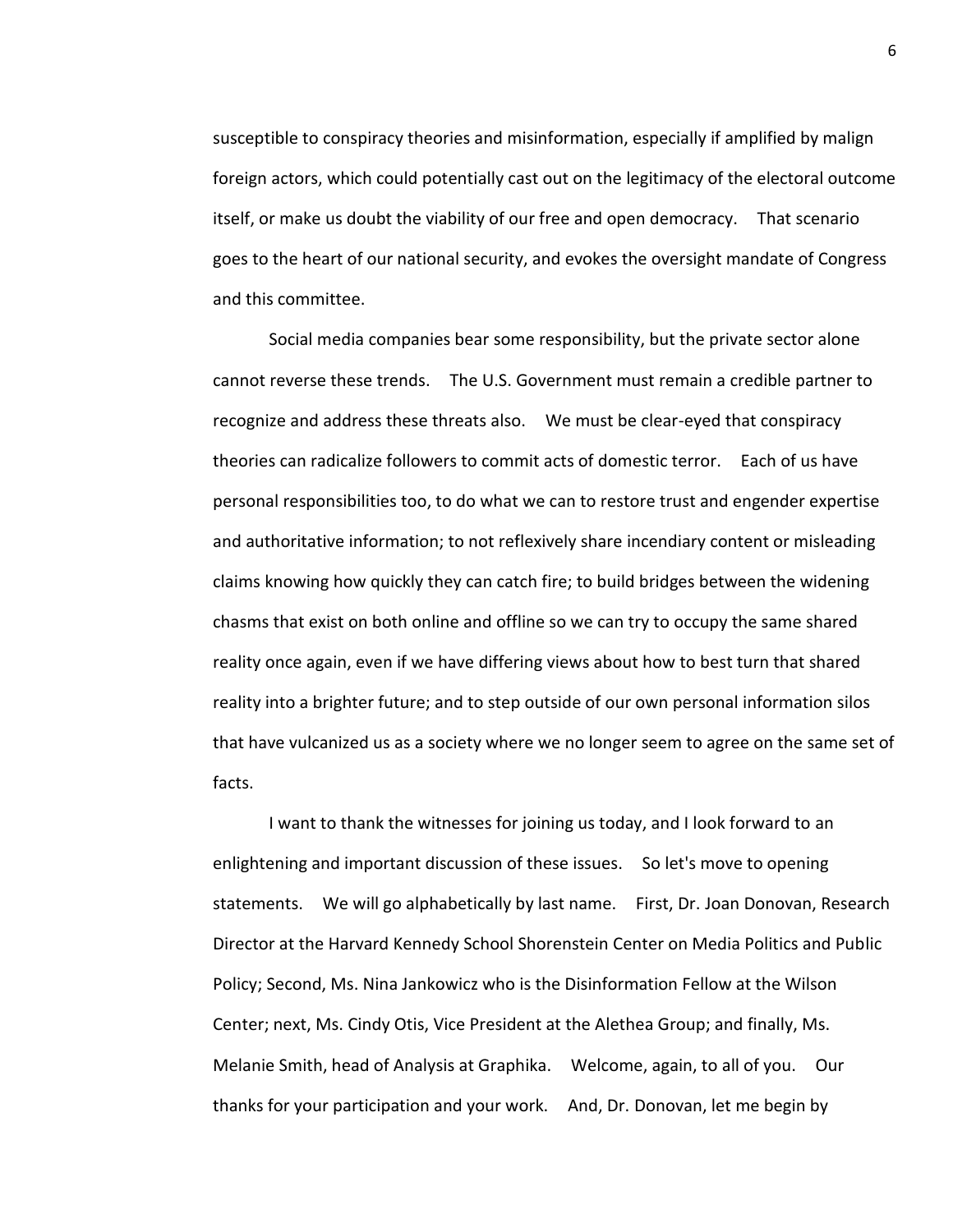susceptible to conspiracy theories and misinformation, especially if amplified by malign foreign actors, which could potentially cast out on the legitimacy of the electoral outcome itself, or make us doubt the viability of our free and open democracy. That scenario goes to the heart of our national security, and evokes the oversight mandate of Congress and this committee.

Social media companies bear some responsibility, but the private sector alone cannot reverse these trends. The U.S. Government must remain a credible partner to recognize and address these threats also. We must be clear-eyed that conspiracy theories can radicalize followers to commit acts of domestic terror. Each of us have personal responsibilities too, to do what we can to restore trust and engender expertise and authoritative information; to not reflexively share incendiary content or misleading claims knowing how quickly they can catch fire; to build bridges between the widening chasms that exist on both online and offline so we can try to occupy the same shared reality once again, even if we have differing views about how to best turn that shared reality into a brighter future; and to step outside of our own personal information silos that have vulcanized us as a society where we no longer seem to agree on the same set of facts.

I want to thank the witnesses for joining us today, and I look forward to an enlightening and important discussion of these issues. So let's move to opening statements. We will go alphabetically by last name. First, Dr. Joan Donovan, Research Director at the Harvard Kennedy School Shorenstein Center on Media Politics and Public Policy; Second, Ms. Nina Jankowicz who is the Disinformation Fellow at the Wilson Center; next, Ms. Cindy Otis, Vice President at the Alethea Group; and finally, Ms. Melanie Smith, head of Analysis at Graphika. Welcome, again, to all of you. Our thanks for your participation and your work. And, Dr. Donovan, let me begin by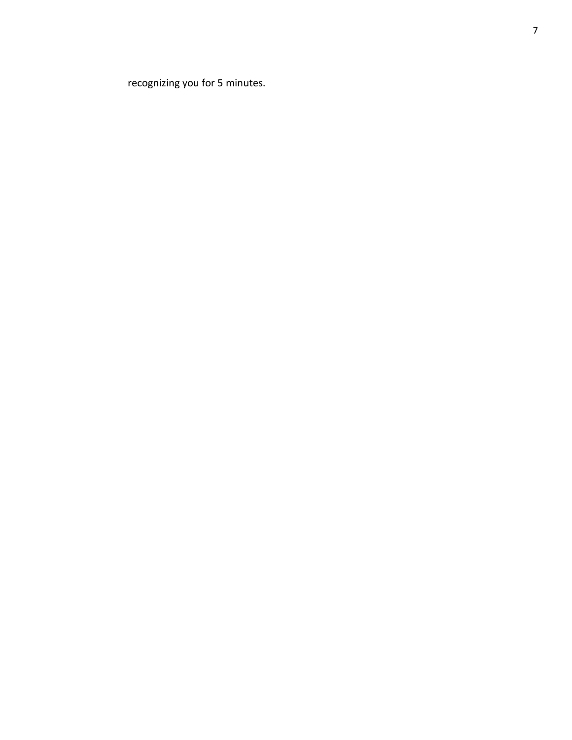recognizing you for 5 minutes.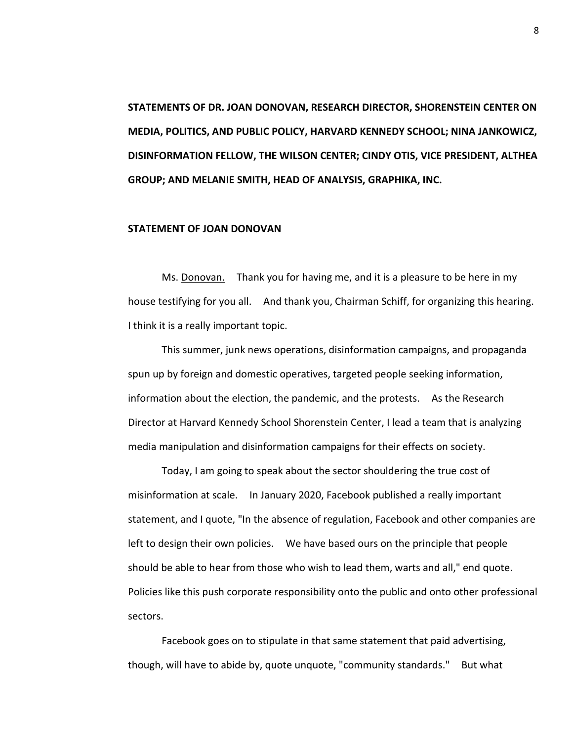**STATEMENTS OF DR. JOAN DONOVAN, RESEARCH DIRECTOR, SHORENSTEIN CENTER ON MEDIA, POLITICS, AND PUBLIC POLICY, HARVARD KENNEDY SCHOOL; NINA JANKOWICZ, DISINFORMATION FELLOW, THE WILSON CENTER; CINDY OTIS, VICE PRESIDENT, ALTHEA GROUP; AND MELANIE SMITH, HEAD OF ANALYSIS, GRAPHIKA, INC.**

**STATEMENT OF JOAN DONOVAN**

Ms. Donovan. Thank you for having me, and it is a pleasure to be here in my house testifying for you all. And thank you, Chairman Schiff, for organizing this hearing. I think it is a really important topic.

This summer, junk news operations, disinformation campaigns, and propaganda spun up by foreign and domestic operatives, targeted people seeking information, information about the election, the pandemic, and the protests. As the Research Director at Harvard Kennedy School Shorenstein Center, I lead a team that is analyzing media manipulation and disinformation campaigns for their effects on society.

Today, I am going to speak about the sector shouldering the true cost of misinformation at scale. In January 2020, Facebook published a really important statement, and I quote, "In the absence of regulation, Facebook and other companies are left to design their own policies. We have based ours on the principle that people should be able to hear from those who wish to lead them, warts and all," end quote. Policies like this push corporate responsibility onto the public and onto other professional sectors.

Facebook goes on to stipulate in that same statement that paid advertising, though, will have to abide by, quote unquote, "community standards." But what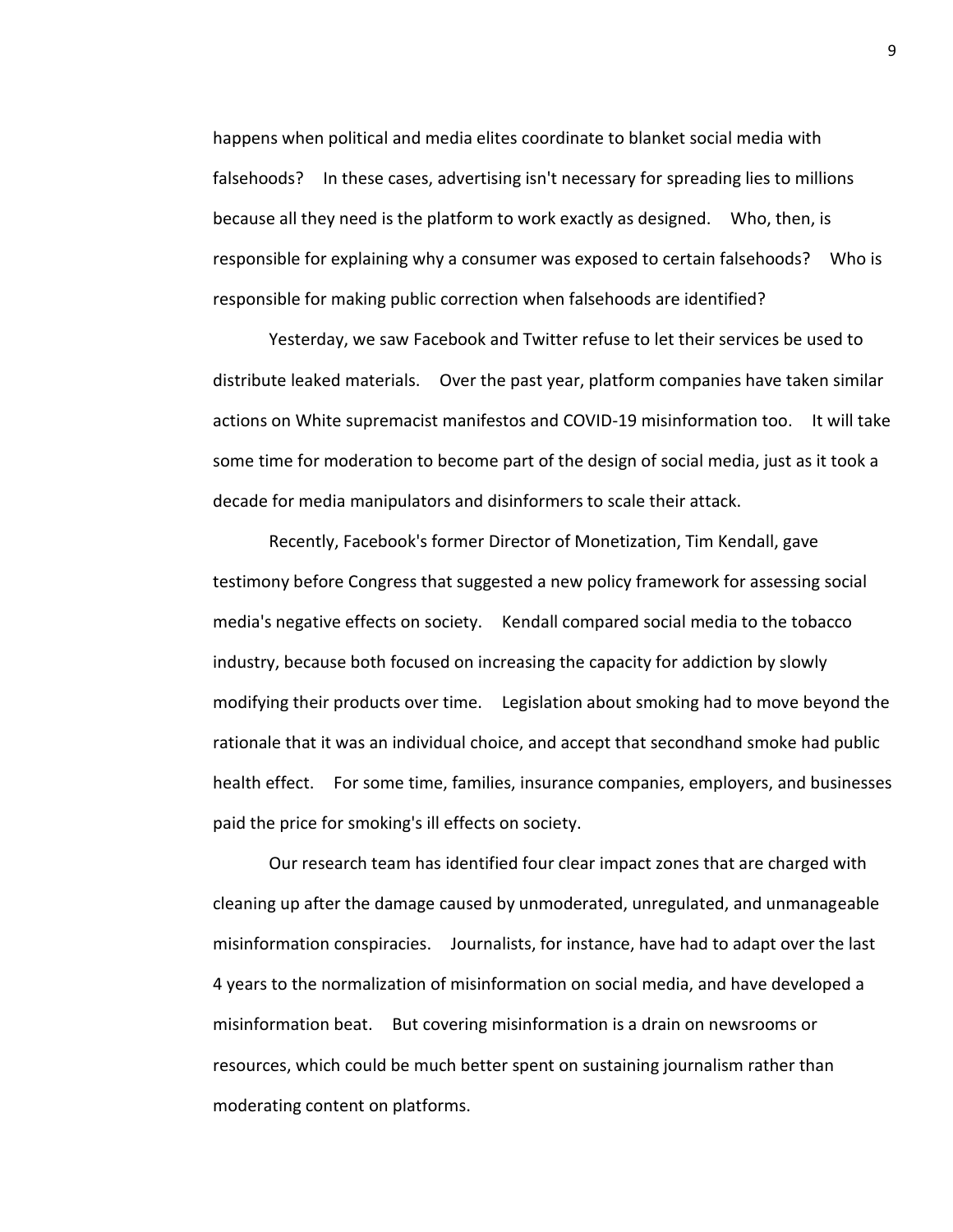happens when political and media elites coordinate to blanket social media with falsehoods? In these cases, advertising isn't necessary for spreading lies to millions because all they need is the platform to work exactly as designed. Who, then, is responsible for explaining why a consumer was exposed to certain falsehoods? Who is responsible for making public correction when falsehoods are identified?

Yesterday, we saw Facebook and Twitter refuse to let their services be used to distribute leaked materials. Over the past year, platform companies have taken similar actions on White supremacist manifestos and COVID-19 misinformation too. It will take some time for moderation to become part of the design of social media, just as it took a decade for media manipulators and disinformers to scale their attack.

Recently, Facebook's former Director of Monetization, Tim Kendall, gave testimony before Congress that suggested a new policy framework for assessing social media's negative effects on society. Kendall compared social media to the tobacco industry, because both focused on increasing the capacity for addiction by slowly modifying their products over time. Legislation about smoking had to move beyond the rationale that it was an individual choice, and accept that secondhand smoke had public health effect. For some time, families, insurance companies, employers, and businesses paid the price for smoking's ill effects on society.

Our research team has identified four clear impact zones that are charged with cleaning up after the damage caused by unmoderated, unregulated, and unmanageable misinformation conspiracies. Journalists, for instance, have had to adapt over the last 4 years to the normalization of misinformation on social media, and have developed a misinformation beat. But covering misinformation is a drain on newsrooms or resources, which could be much better spent on sustaining journalism rather than moderating content on platforms.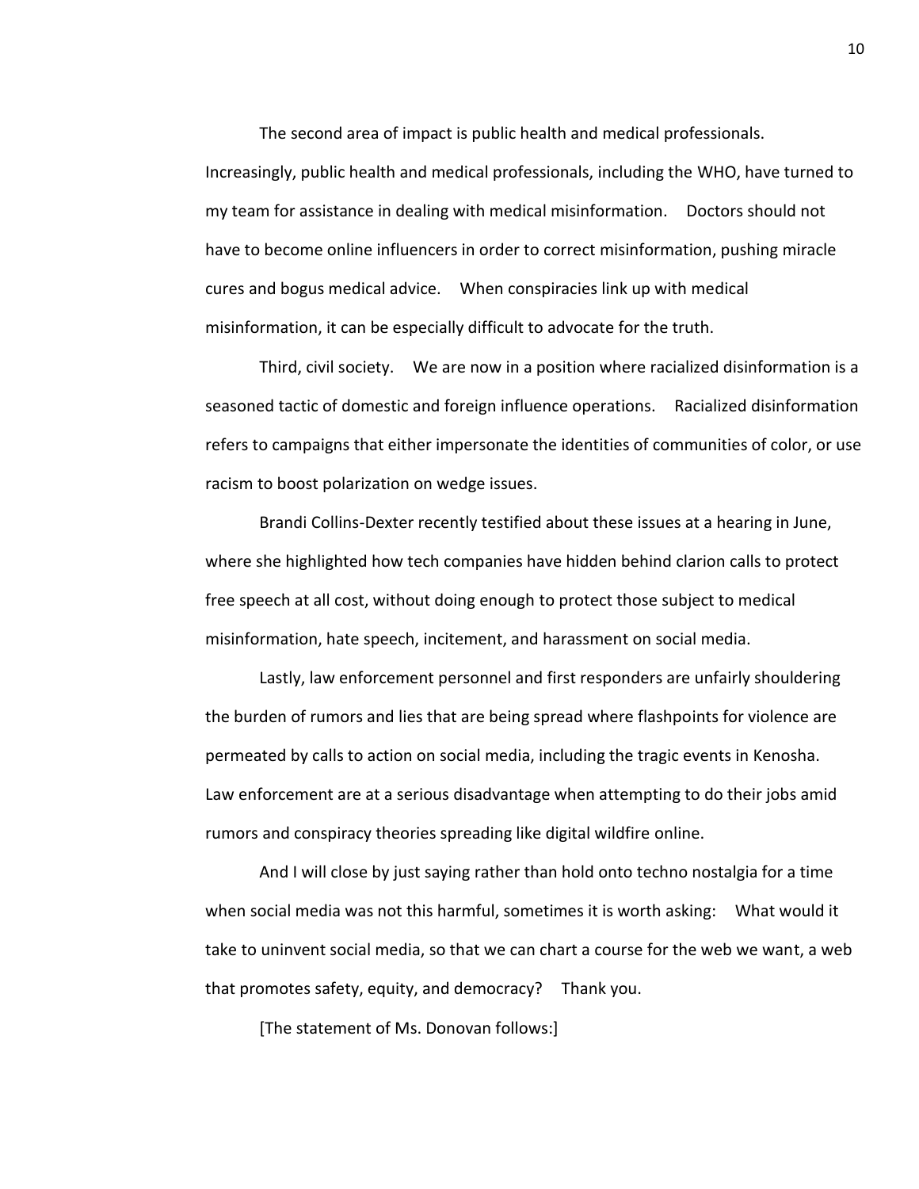The second area of impact is public health and medical professionals. Increasingly, public health and medical professionals, including the WHO, have turned to my team for assistance in dealing with medical misinformation. Doctors should not have to become online influencers in order to correct misinformation, pushing miracle cures and bogus medical advice. When conspiracies link up with medical misinformation, it can be especially difficult to advocate for the truth.

Third, civil society. We are now in a position where racialized disinformation is a seasoned tactic of domestic and foreign influence operations. Racialized disinformation refers to campaigns that either impersonate the identities of communities of color, or use racism to boost polarization on wedge issues.

Brandi Collins-Dexter recently testified about these issues at a hearing in June, where she highlighted how tech companies have hidden behind clarion calls to protect free speech at all cost, without doing enough to protect those subject to medical misinformation, hate speech, incitement, and harassment on social media.

Lastly, law enforcement personnel and first responders are unfairly shouldering the burden of rumors and lies that are being spread where flashpoints for violence are permeated by calls to action on social media, including the tragic events in Kenosha. Law enforcement are at a serious disadvantage when attempting to do their jobs amid rumors and conspiracy theories spreading like digital wildfire online.

And I will close by just saying rather than hold onto techno nostalgia for a time when social media was not this harmful, sometimes it is worth asking: What would it take to uninvent social media, so that we can chart a course for the web we want, a web that promotes safety, equity, and democracy? Thank you.

[The statement of Ms. Donovan follows:]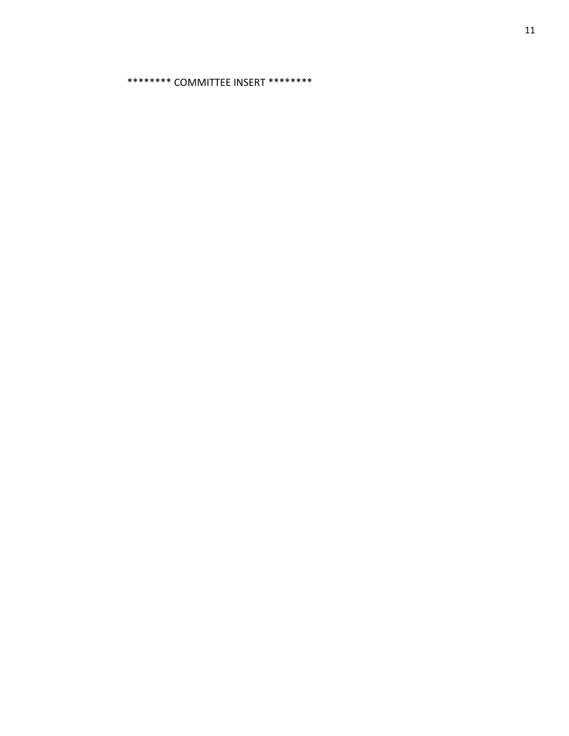******** COMMITTEE INSERT ********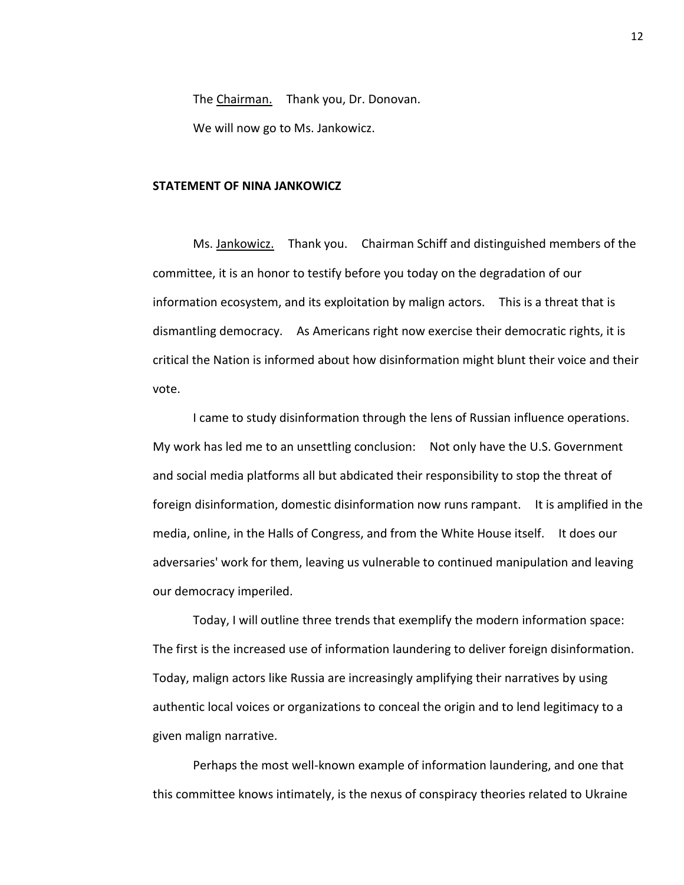The Chairman. Thank you, Dr. Donovan.

We will now go to Ms. Jankowicz.

**STATEMENT OF NINA JANKOWICZ**

Ms. Jankowicz. Thank you. Chairman Schiff and distinguished members of the committee, it is an honor to testify before you today on the degradation of our information ecosystem, and its exploitation by malign actors. This is a threat that is dismantling democracy. As Americans right now exercise their democratic rights, it is critical the Nation is informed about how disinformation might blunt their voice and their vote.

I came to study disinformation through the lens of Russian influence operations. My work has led me to an unsettling conclusion: Not only have the U.S. Government and social media platforms all but abdicated their responsibility to stop the threat of foreign disinformation, domestic disinformation now runs rampant. It is amplified in the media, online, in the Halls of Congress, and from the White House itself. It does our adversaries' work for them, leaving us vulnerable to continued manipulation and leaving our democracy imperiled.

Today, I will outline three trends that exemplify the modern information space: The first is the increased use of information laundering to deliver foreign disinformation. Today, malign actors like Russia are increasingly amplifying their narratives by using authentic local voices or organizations to conceal the origin and to lend legitimacy to a given malign narrative.

Perhaps the most well-known example of information laundering, and one that this committee knows intimately, is the nexus of conspiracy theories related to Ukraine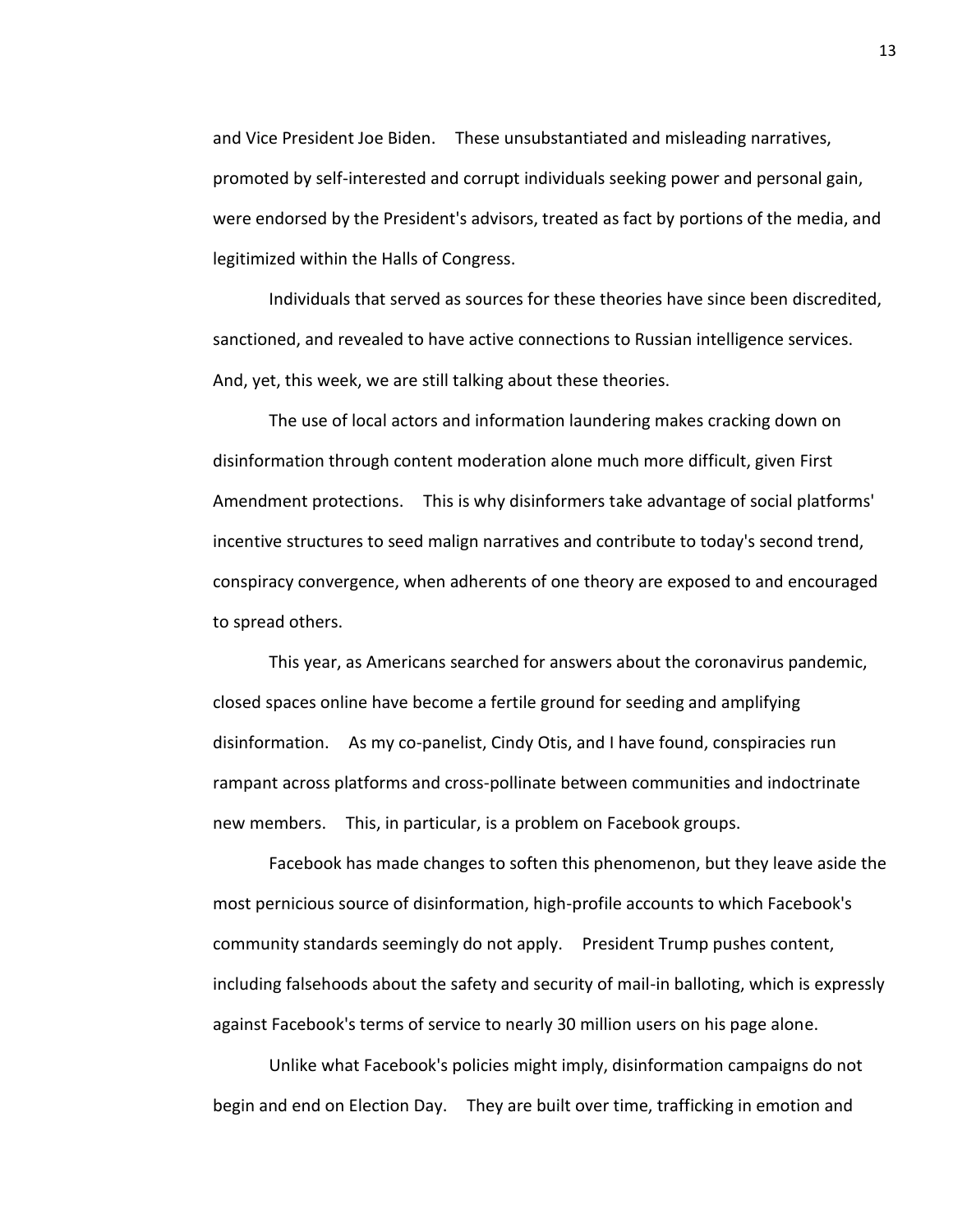and Vice President Joe Biden. These unsubstantiated and misleading narratives, promoted by self-interested and corrupt individuals seeking power and personal gain, were endorsed by the President's advisors, treated as fact by portions of the media, and legitimized within the Halls of Congress.

Individuals that served as sources for these theories have since been discredited, sanctioned, and revealed to have active connections to Russian intelligence services. And, yet, this week, we are still talking about these theories.

The use of local actors and information laundering makes cracking down on disinformation through content moderation alone much more difficult, given First Amendment protections. This is why disinformers take advantage of social platforms' incentive structures to seed malign narratives and contribute to today's second trend, conspiracy convergence, when adherents of one theory are exposed to and encouraged to spread others.

This year, as Americans searched for answers about the coronavirus pandemic, closed spaces online have become a fertile ground for seeding and amplifying disinformation. As my co-panelist, Cindy Otis, and I have found, conspiracies run rampant across platforms and cross-pollinate between communities and indoctrinate new members. This, in particular, is a problem on Facebook groups.

Facebook has made changes to soften this phenomenon, but they leave aside the most pernicious source of disinformation, high-profile accounts to which Facebook's community standards seemingly do not apply. President Trump pushes content, including falsehoods about the safety and security of mail-in balloting, which is expressly against Facebook's terms of service to nearly 30 million users on his page alone.

Unlike what Facebook's policies might imply, disinformation campaigns do not begin and end on Election Day. They are built over time, trafficking in emotion and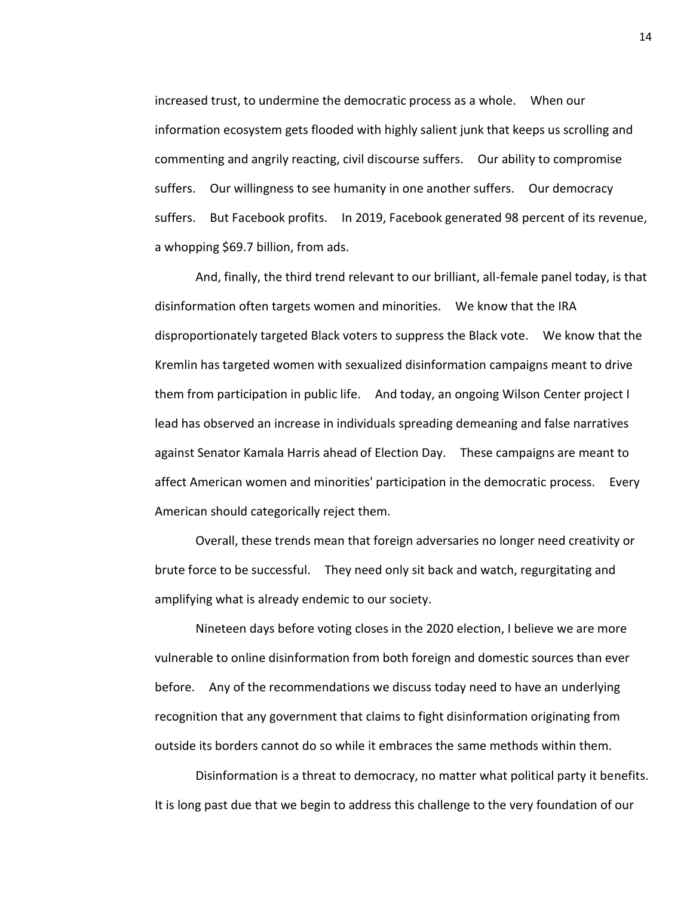increased trust, to undermine the democratic process as a whole. When our information ecosystem gets flooded with highly salient junk that keeps us scrolling and commenting and angrily reacting, civil discourse suffers. Our ability to compromise suffers. Our willingness to see humanity in one another suffers. Our democracy suffers. But Facebook profits. In 2019, Facebook generated 98 percent of its revenue, a whopping $69.7 billion, from ads.

And, finally, the third trend relevant to our brilliant, all-female panel today, is that disinformation often targets women and minorities. We know that the IRA disproportionately targeted Black voters to suppress the Black vote. We know that the Kremlin has targeted women with sexualized disinformation campaigns meant to drive them from participation in public life. And today, an ongoing Wilson Center project I lead has observed an increase in individuals spreading demeaning and false narratives against Senator Kamala Harris ahead of Election Day. These campaigns are meant to affect American women and minorities' participation in the democratic process. Every American should categorically reject them.

Overall, these trends mean that foreign adversaries no longer need creativity or brute force to be successful. They need only sit back and watch, regurgitating and amplifying what is already endemic to our society.

Nineteen days before voting closes in the 2020 election, I believe we are more vulnerable to online disinformation from both foreign and domestic sources than ever before. Any of the recommendations we discuss today need to have an underlying recognition that any government that claims to fight disinformation originating from outside its borders cannot do so while it embraces the same methods within them.

Disinformation is a threat to democracy, no matter what political party it benefits. It is long past due that we begin to address this challenge to the very foundation of our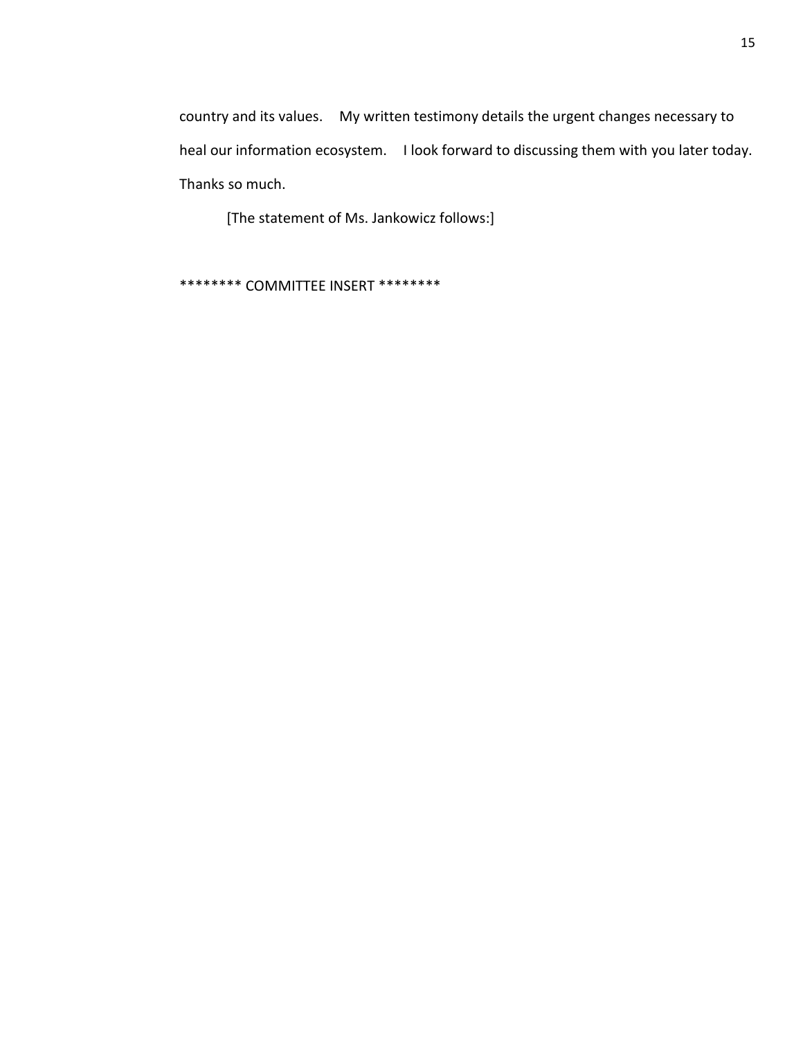country and its values. My written testimony details the urgent changes necessary to heal our information ecosystem. I look forward to discussing them with you later today. Thanks so much.

[The statement of Ms. Jankowicz follows:]

******** COMMITTEE INSERT ********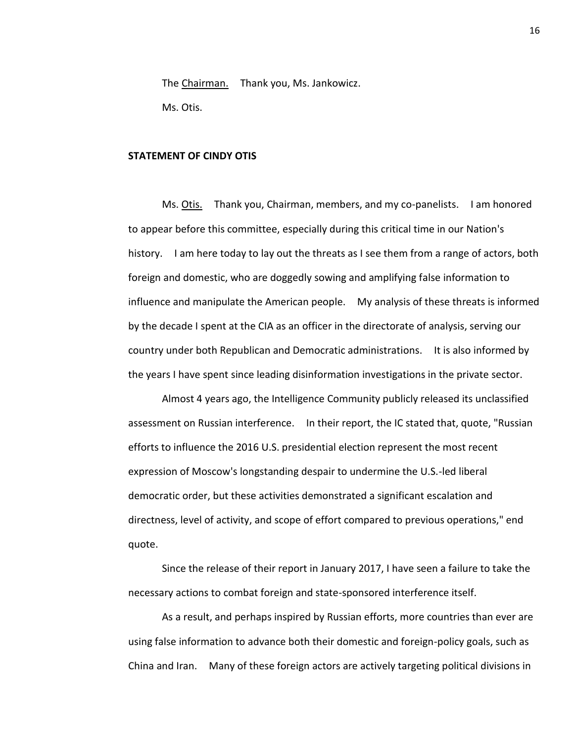The Chairman. Thank you, Ms. Jankowicz.

Ms. Otis.

**STATEMENT OF CINDY OTIS**

Ms. Otis. Thank you, Chairman, members, and my co-panelists. I am honored to appear before this committee, especially during this critical time in our Nation's history. I am here today to lay out the threats as I see them from a range of actors, both foreign and domestic, who are doggedly sowing and amplifying false information to influence and manipulate the American people. My analysis of these threats is informed by the decade I spent at the CIA as an officer in the directorate of analysis, serving our country under both Republican and Democratic administrations. It is also informed by the years I have spent since leading disinformation investigations in the private sector.

Almost 4 years ago, the Intelligence Community publicly released its unclassified assessment on Russian interference. In their report, the IC stated that, quote, "Russian efforts to influence the 2016 U.S. presidential election represent the most recent expression of Moscow's longstanding despair to undermine the U.S.-led liberal democratic order, but these activities demonstrated a significant escalation and directness, level of activity, and scope of effort compared to previous operations," end quote.

Since the release of their report in January 2017, I have seen a failure to take the necessary actions to combat foreign and state-sponsored interference itself.

As a result, and perhaps inspired by Russian efforts, more countries than ever are using false information to advance both their domestic and foreign-policy goals, such as China and Iran. Many of these foreign actors are actively targeting political divisions in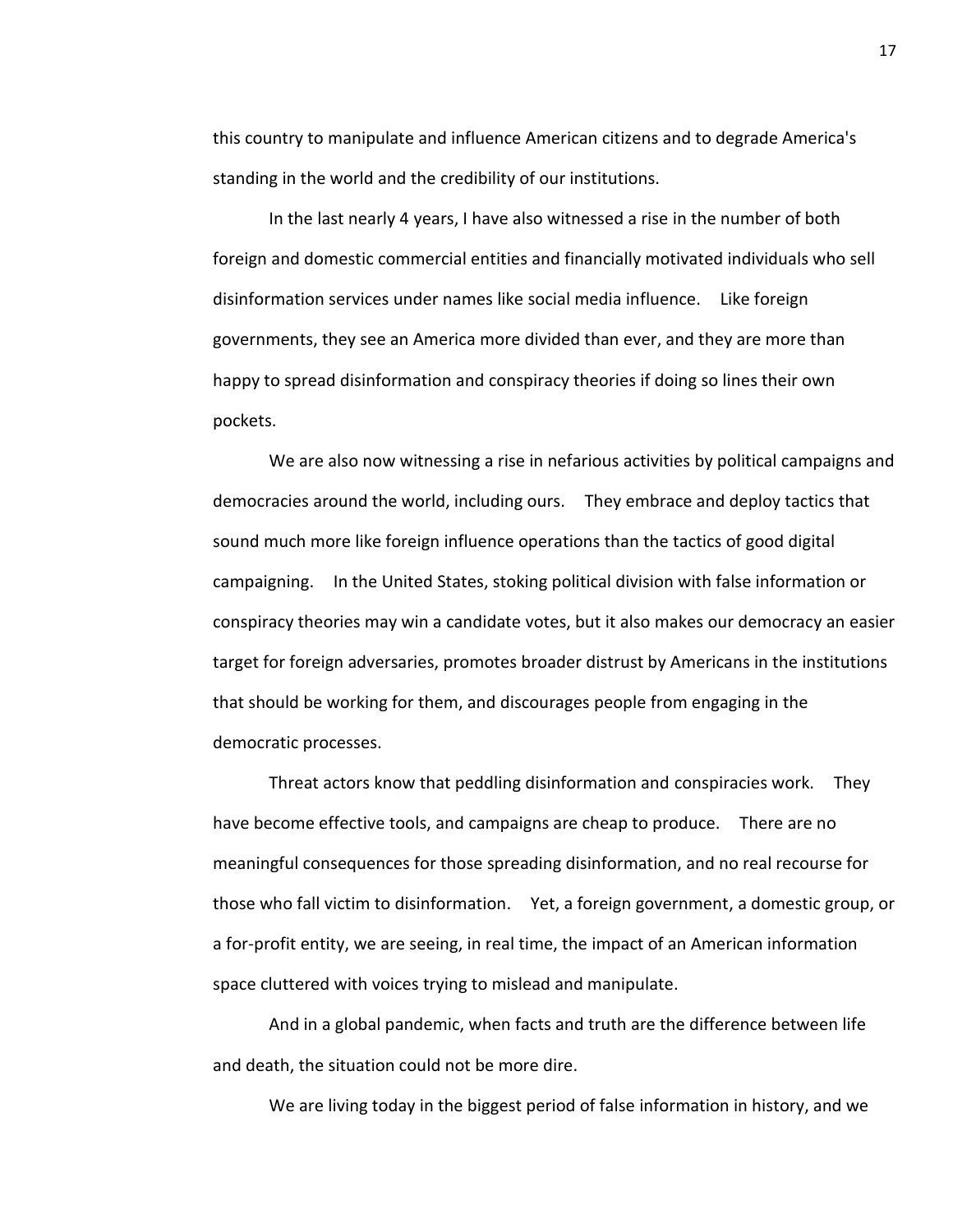this country to manipulate and influence American citizens and to degrade America's standing in the world and the credibility of our institutions.

In the last nearly 4 years, I have also witnessed a rise in the number of both foreign and domestic commercial entities and financially motivated individuals who sell disinformation services under names like social media influence. Like foreign governments, they see an America more divided than ever, and they are more than happy to spread disinformation and conspiracy theories if doing so lines their own pockets.

We are also now witnessing a rise in nefarious activities by political campaigns and democracies around the world, including ours. They embrace and deploy tactics that sound much more like foreign influence operations than the tactics of good digital campaigning. In the United States, stoking political division with false information or conspiracy theories may win a candidate votes, but it also makes our democracy an easier target for foreign adversaries, promotes broader distrust by Americans in the institutions that should be working for them, and discourages people from engaging in the democratic processes.

Threat actors know that peddling disinformation and conspiracies work. They have become effective tools, and campaigns are cheap to produce. There are no meaningful consequences for those spreading disinformation, and no real recourse for those who fall victim to disinformation. Yet, a foreign government, a domestic group, or a for-profit entity, we are seeing, in real time, the impact of an American information space cluttered with voices trying to mislead and manipulate.

And in a global pandemic, when facts and truth are the difference between life and death, the situation could not be more dire.

We are living today in the biggest period of false information in history, and we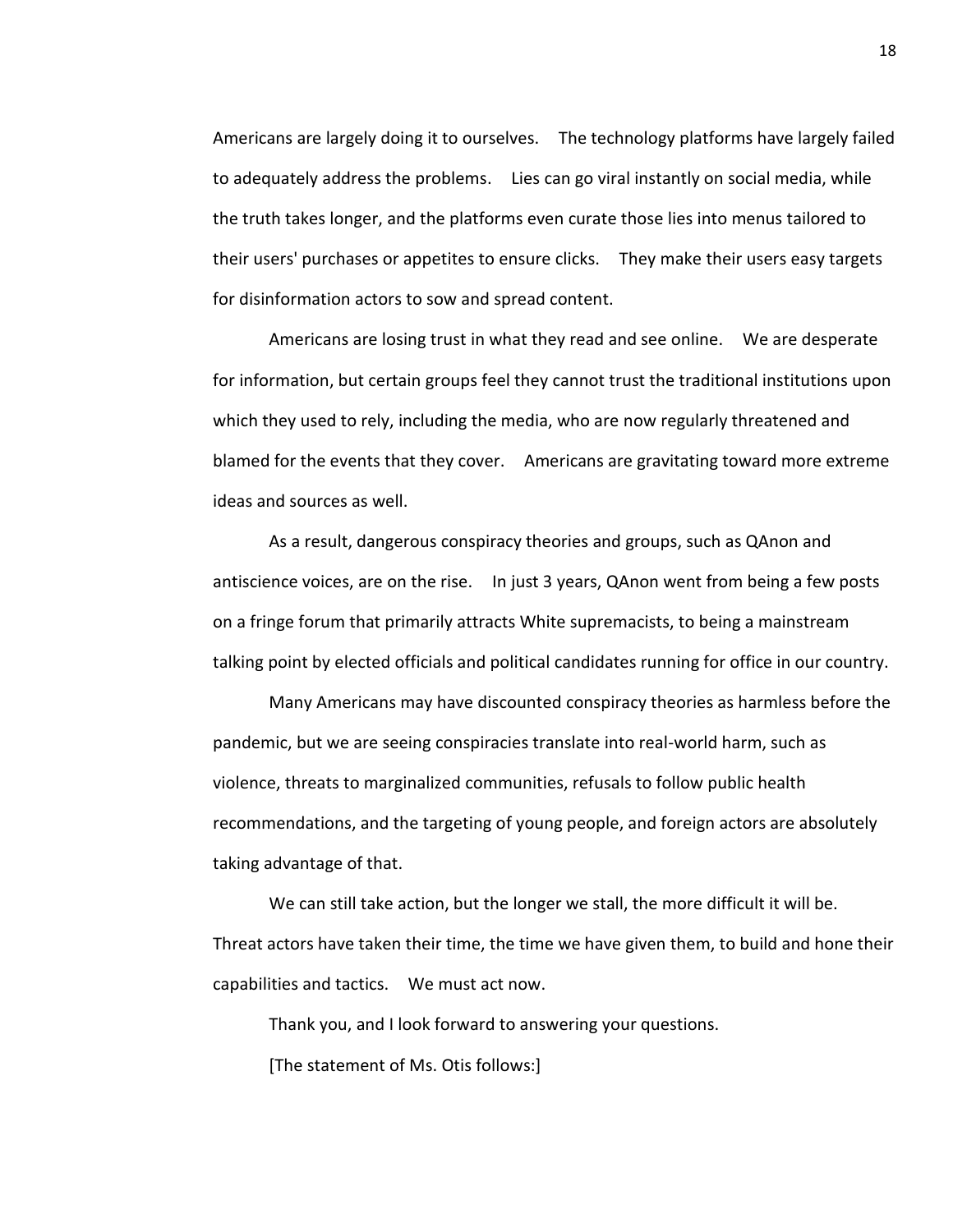Americans are largely doing it to ourselves. The technology platforms have largely failed to adequately address the problems. Lies can go viral instantly on social media, while the truth takes longer, and the platforms even curate those lies into menus tailored to their users' purchases or appetites to ensure clicks. They make their users easy targets for disinformation actors to sow and spread content.

Americans are losing trust in what they read and see online. We are desperate for information, but certain groups feel they cannot trust the traditional institutions upon which they used to rely, including the media, who are now regularly threatened and blamed for the events that they cover. Americans are gravitating toward more extreme ideas and sources as well.

As a result, dangerous conspiracy theories and groups, such as QAnon and antiscience voices, are on the rise. In just 3 years, QAnon went from being a few posts on a fringe forum that primarily attracts White supremacists, to being a mainstream talking point by elected officials and political candidates running for office in our country.

Many Americans may have discounted conspiracy theories as harmless before the pandemic, but we are seeing conspiracies translate into real-world harm, such as violence, threats to marginalized communities, refusals to follow public health recommendations, and the targeting of young people, and foreign actors are absolutely taking advantage of that.

We can still take action, but the longer we stall, the more difficult it will be. Threat actors have taken their time, the time we have given them, to build and hone their capabilities and tactics. We must act now.

Thank you, and I look forward to answering your questions.

[The statement of Ms. Otis follows:]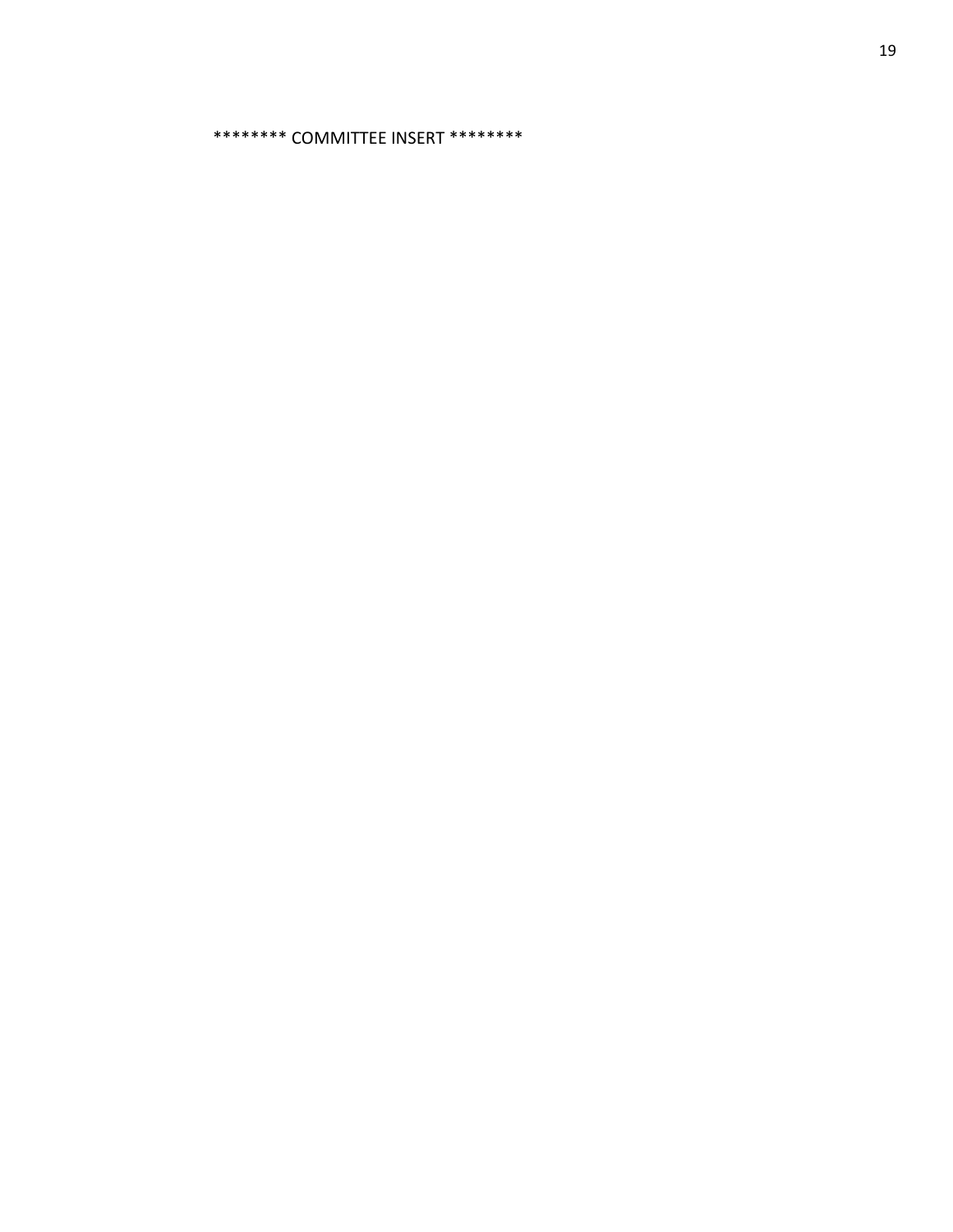******** COMMITTEE INSERT ********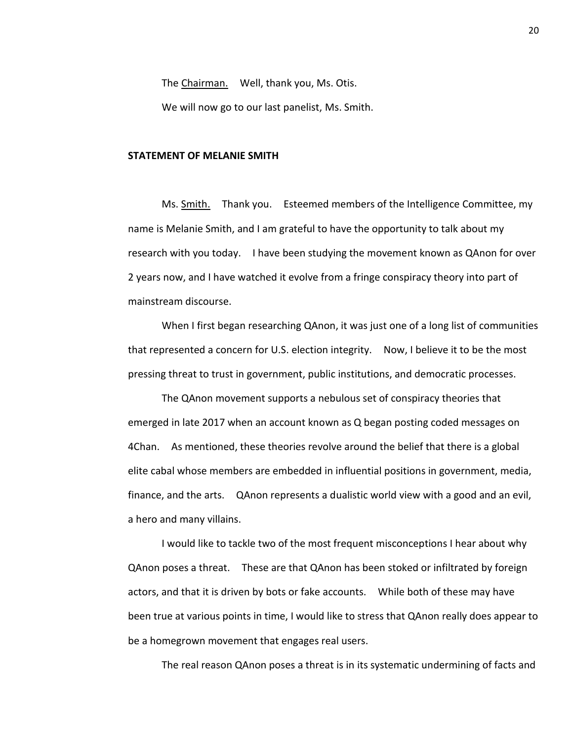The Chairman. Well, thank you, Ms. Otis.

We will now go to our last panelist, Ms. Smith.

**STATEMENT OF MELANIE SMITH**

Ms. Smith. Thank you. Esteemed members of the Intelligence Committee, my name is Melanie Smith, and I am grateful to have the opportunity to talk about my research with you today. I have been studying the movement known as QAnon for over 2 years now, and I have watched it evolve from a fringe conspiracy theory into part of mainstream discourse.

When I first began researching QAnon, it was just one of a long list of communities that represented a concern for U.S. election integrity. Now, I believe it to be the most pressing threat to trust in government, public institutions, and democratic processes.

The QAnon movement supports a nebulous set of conspiracy theories that emerged in late 2017 when an account known as Q began posting coded messages on 4Chan. As mentioned, these theories revolve around the belief that there is a global elite cabal whose members are embedded in influential positions in government, media, finance, and the arts. QAnon represents a dualistic world view with a good and an evil, a hero and many villains.

I would like to tackle two of the most frequent misconceptions I hear about why QAnon poses a threat. These are that QAnon has been stoked or infiltrated by foreign actors, and that it is driven by bots or fake accounts. While both of these may have been true at various points in time, I would like to stress that QAnon really does appear to be a homegrown movement that engages real users.

The real reason QAnon poses a threat is in its systematic undermining of facts and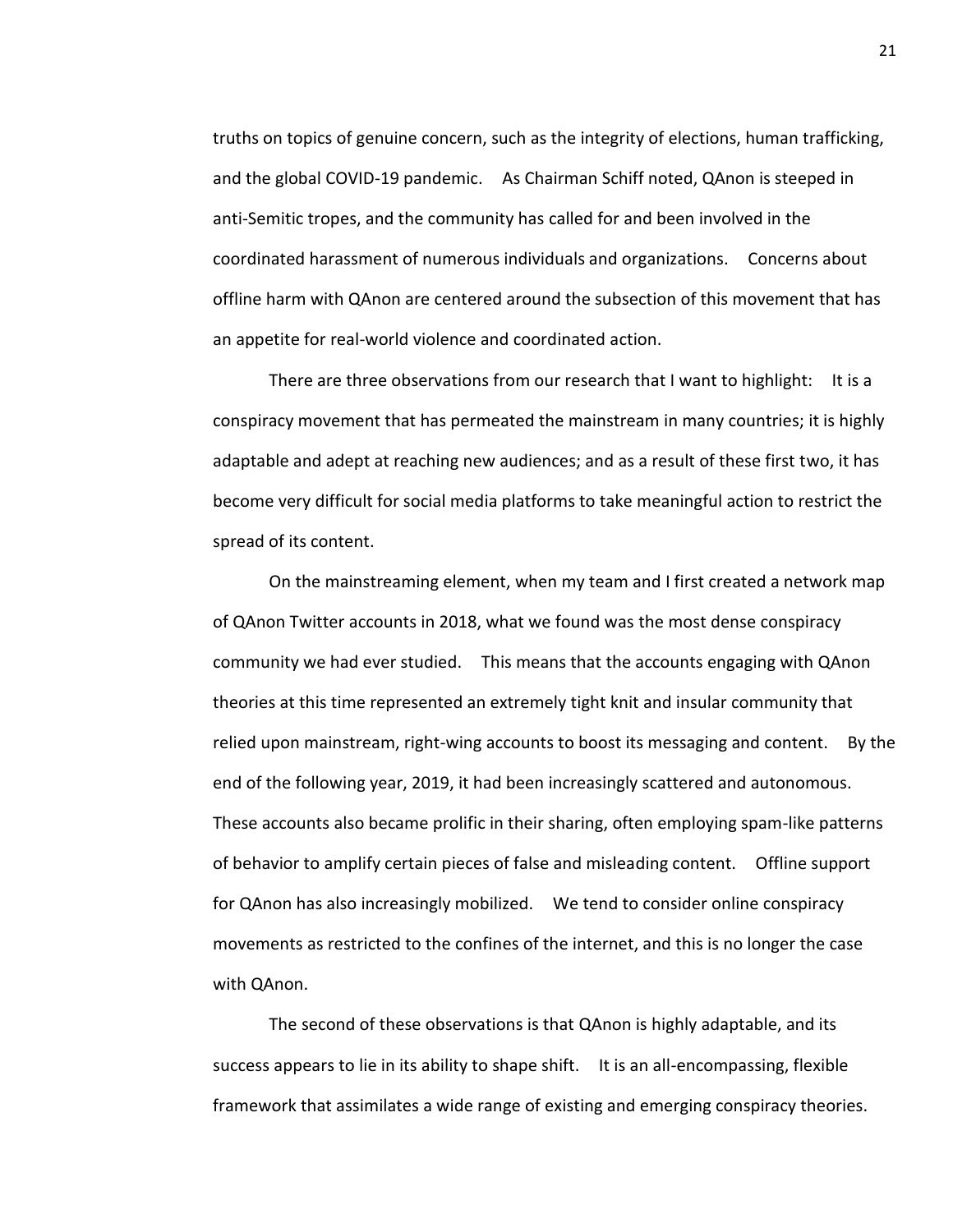truths on topics of genuine concern, such as the integrity of elections, human trafficking, and the global COVID-19 pandemic. As Chairman Schiff noted, QAnon is steeped in anti-Semitic tropes, and the community has called for and been involved in the coordinated harassment of numerous individuals and organizations. Concerns about offline harm with QAnon are centered around the subsection of this movement that has an appetite for real-world violence and coordinated action.

There are three observations from our research that I want to highlight: It is a conspiracy movement that has permeated the mainstream in many countries; it is highly adaptable and adept at reaching new audiences; and as a result of these first two, it has become very difficult for social media platforms to take meaningful action to restrict the spread of its content.

On the mainstreaming element, when my team and I first created a network map of QAnon Twitter accounts in 2018, what we found was the most dense conspiracy community we had ever studied. This means that the accounts engaging with QAnon theories at this time represented an extremely tight knit and insular community that relied upon mainstream, right-wing accounts to boost its messaging and content. By the end of the following year, 2019, it had been increasingly scattered and autonomous. These accounts also became prolific in their sharing, often employing spam-like patterns of behavior to amplify certain pieces of false and misleading content. Offline support for QAnon has also increasingly mobilized. We tend to consider online conspiracy movements as restricted to the confines of the internet, and this is no longer the case with QAnon.

The second of these observations is that QAnon is highly adaptable, and its success appears to lie in its ability to shape shift. It is an all-encompassing, flexible framework that assimilates a wide range of existing and emerging conspiracy theories.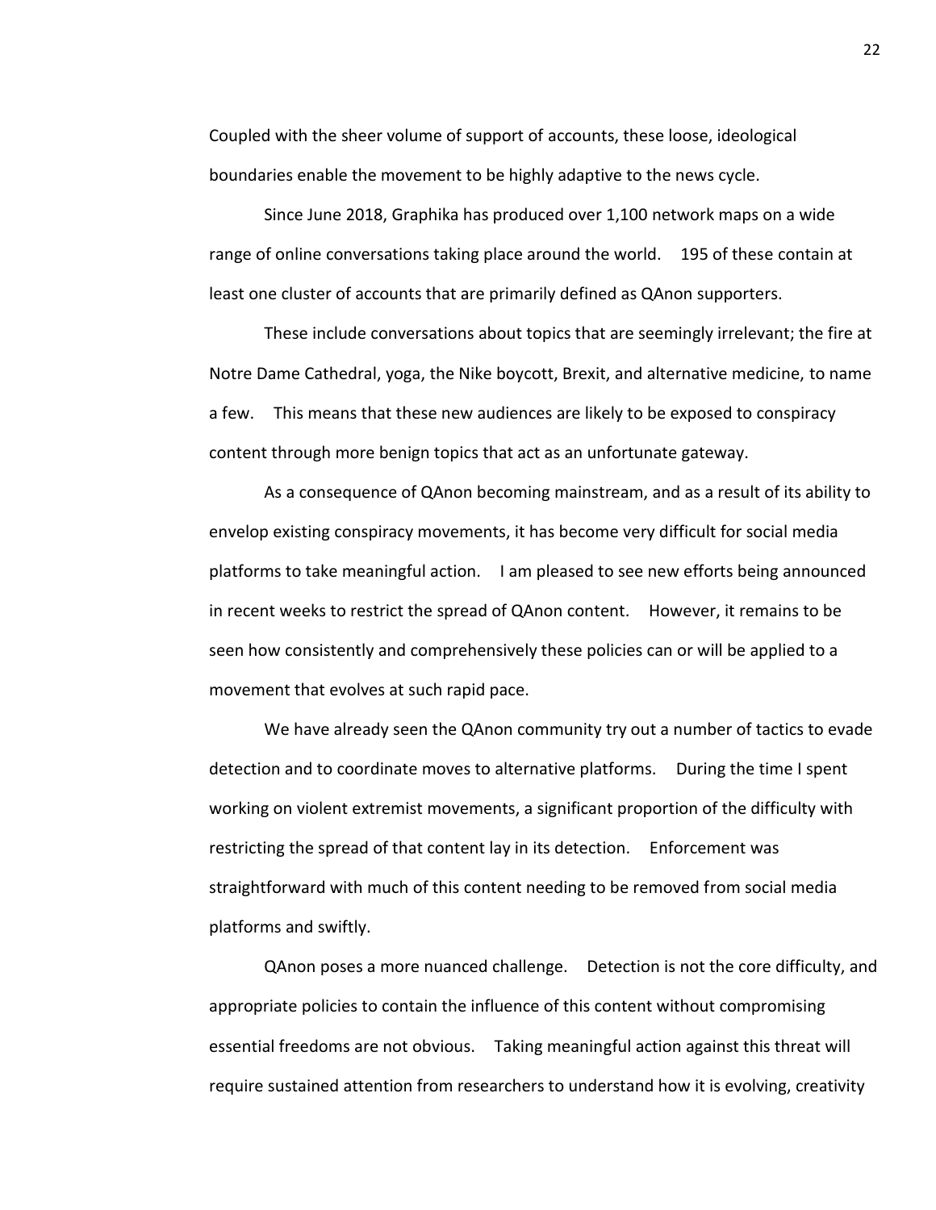Coupled with the sheer volume of support of accounts, these loose, ideological boundaries enable the movement to be highly adaptive to the news cycle.

Since June 2018, Graphika has produced over 1,100 network maps on a wide range of online conversations taking place around the world. 195 of these contain at least one cluster of accounts that are primarily defined as QAnon supporters.

These include conversations about topics that are seemingly irrelevant; the fire at Notre Dame Cathedral, yoga, the Nike boycott, Brexit, and alternative medicine, to name a few. This means that these new audiences are likely to be exposed to conspiracy content through more benign topics that act as an unfortunate gateway.

As a consequence of QAnon becoming mainstream, and as a result of its ability to envelop existing conspiracy movements, it has become very difficult for social media platforms to take meaningful action. I am pleased to see new efforts being announced in recent weeks to restrict the spread of QAnon content. However, it remains to be seen how consistently and comprehensively these policies can or will be applied to a movement that evolves at such rapid pace.

We have already seen the QAnon community try out a number of tactics to evade detection and to coordinate moves to alternative platforms. During the time I spent working on violent extremist movements, a significant proportion of the difficulty with restricting the spread of that content lay in its detection. Enforcement was straightforward with much of this content needing to be removed from social media platforms and swiftly.

QAnon poses a more nuanced challenge. Detection is not the core difficulty, and appropriate policies to contain the influence of this content without compromising essential freedoms are not obvious. Taking meaningful action against this threat will require sustained attention from researchers to understand how it is evolving, creativity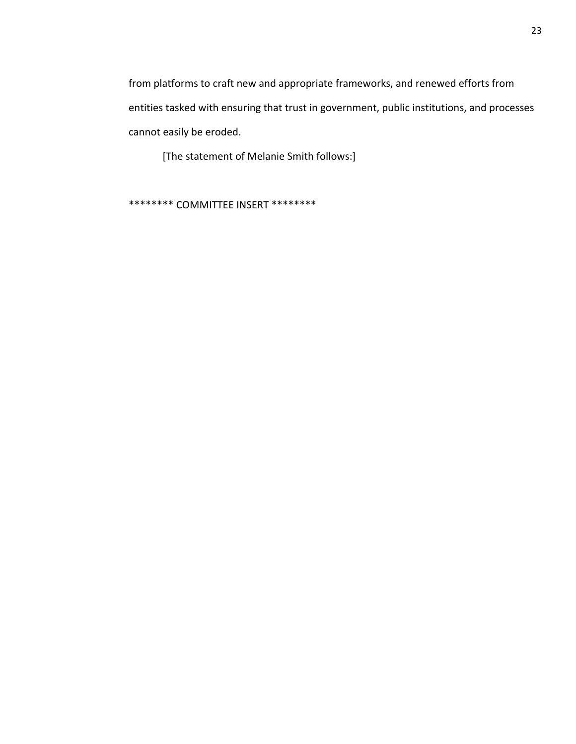from platforms to craft new and appropriate frameworks, and renewed efforts from entities tasked with ensuring that trust in government, public institutions, and processes cannot easily be eroded.

[The statement of Melanie Smith follows:]

******** COMMITTEE INSERT ********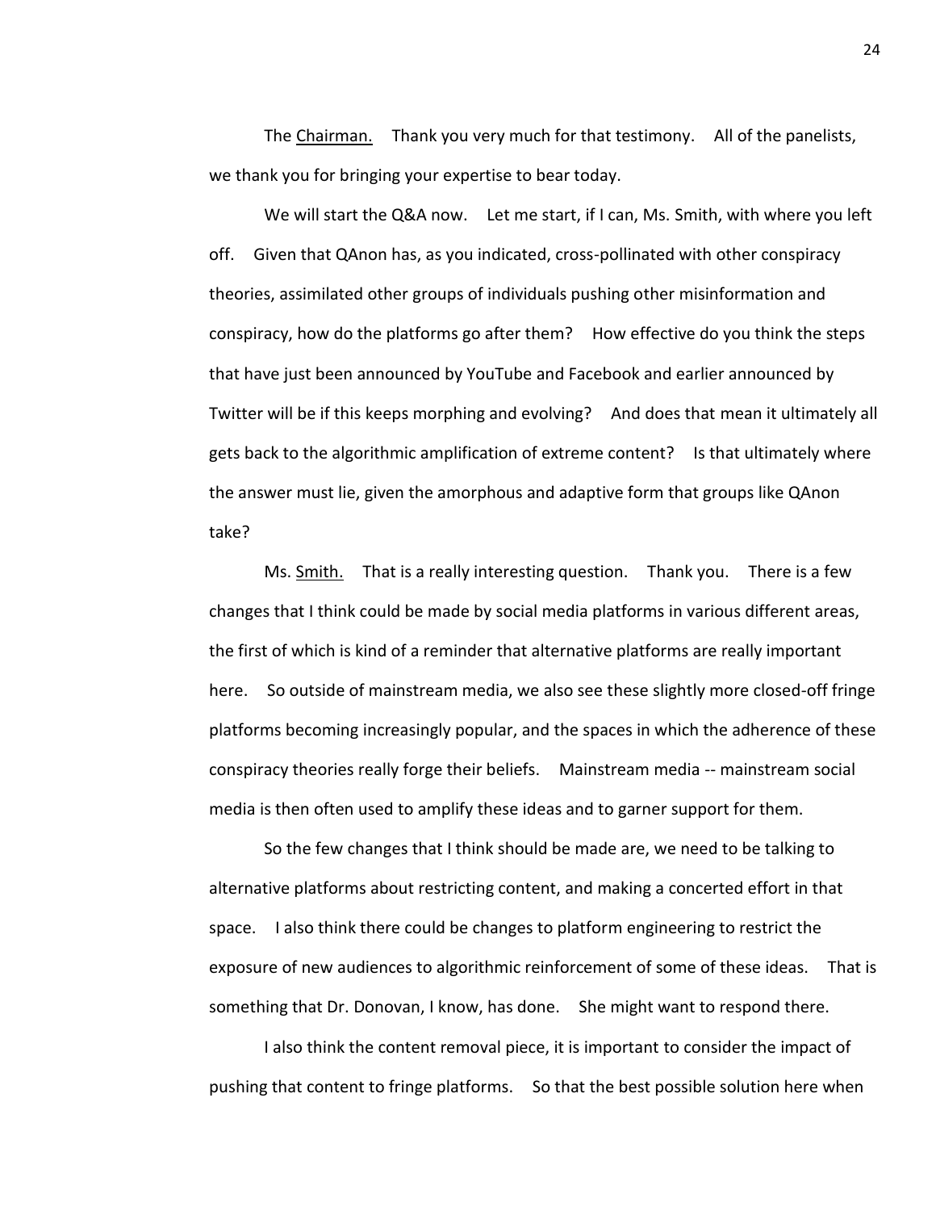The Chairman. Thank you very much for that testimony. All of the panelists, we thank you for bringing your expertise to bear today.

We will start the Q&A now. Let me start, if I can, Ms. Smith, with where you left off. Given that QAnon has, as you indicated, cross-pollinated with other conspiracy theories, assimilated other groups of individuals pushing other misinformation and conspiracy, how do the platforms go after them? How effective do you think the steps that have just been announced by YouTube and Facebook and earlier announced by Twitter will be if this keeps morphing and evolving? And does that mean it ultimately all gets back to the algorithmic amplification of extreme content? Is that ultimately where the answer must lie, given the amorphous and adaptive form that groups like QAnon take?

Ms. Smith. That is a really interesting question. Thank you. There is a few changes that I think could be made by social media platforms in various different areas, the first of which is kind of a reminder that alternative platforms are really important here. So outside of mainstream media, we also see these slightly more closed-off fringe platforms becoming increasingly popular, and the spaces in which the adherence of these conspiracy theories really forge their beliefs. Mainstream media -- mainstream social media is then often used to amplify these ideas and to garner support for them.

So the few changes that I think should be made are, we need to be talking to alternative platforms about restricting content, and making a concerted effort in that space. I also think there could be changes to platform engineering to restrict the exposure of new audiences to algorithmic reinforcement of some of these ideas. That is something that Dr. Donovan, I know, has done. She might want to respond there.

I also think the content removal piece, it is important to consider the impact of pushing that content to fringe platforms. So that the best possible solution here when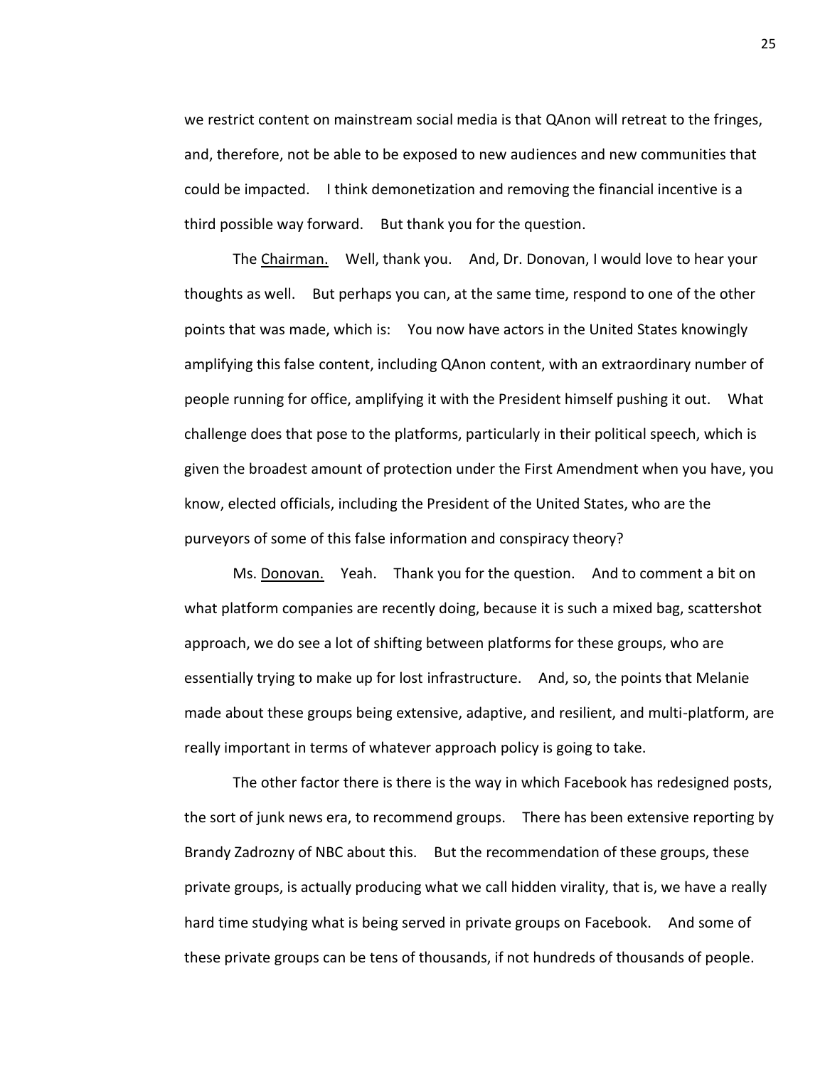we restrict content on mainstream social media is that QAnon will retreat to the fringes, and, therefore, not be able to be exposed to new audiences and new communities that could be impacted. I think demonetization and removing the financial incentive is a third possible way forward. But thank you for the question.

The Chairman. Well, thank you. And, Dr. Donovan, I would love to hear your thoughts as well. But perhaps you can, at the same time, respond to one of the other points that was made, which is: You now have actors in the United States knowingly amplifying this false content, including QAnon content, with an extraordinary number of people running for office, amplifying it with the President himself pushing it out. What challenge does that pose to the platforms, particularly in their political speech, which is given the broadest amount of protection under the First Amendment when you have, you know, elected officials, including the President of the United States, who are the purveyors of some of this false information and conspiracy theory?

Ms. Donovan. Yeah. Thank you for the question. And to comment a bit on what platform companies are recently doing, because it is such a mixed bag, scattershot approach, we do see a lot of shifting between platforms for these groups, who are essentially trying to make up for lost infrastructure. And, so, the points that Melanie made about these groups being extensive, adaptive, and resilient, and multi-platform, are really important in terms of whatever approach policy is going to take.

The other factor there is there is the way in which Facebook has redesigned posts, the sort of junk news era, to recommend groups. There has been extensive reporting by Brandy Zadrozny of NBC about this. But the recommendation of these groups, these private groups, is actually producing what we call hidden virality, that is, we have a really hard time studying what is being served in private groups on Facebook. And some of these private groups can be tens of thousands, if not hundreds of thousands of people.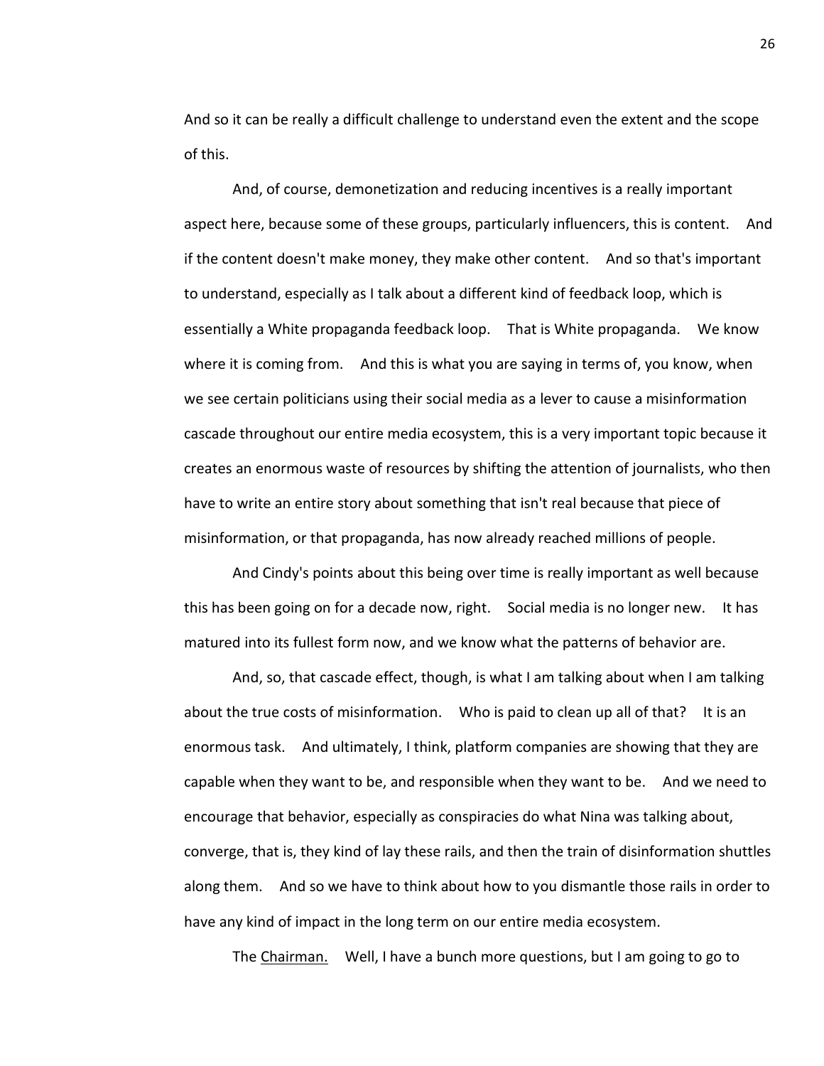And so it can be really a difficult challenge to understand even the extent and the scope of this.

And, of course, demonetization and reducing incentives is a really important aspect here, because some of these groups, particularly influencers, this is content. And if the content doesn't make money, they make other content. And so that's important to understand, especially as I talk about a different kind of feedback loop, which is essentially a White propaganda feedback loop. That is White propaganda. We know where it is coming from. And this is what you are saying in terms of, you know, when we see certain politicians using their social media as a lever to cause a misinformation cascade throughout our entire media ecosystem, this is a very important topic because it creates an enormous waste of resources by shifting the attention of journalists, who then have to write an entire story about something that isn't real because that piece of misinformation, or that propaganda, has now already reached millions of people.

And Cindy's points about this being over time is really important as well because this has been going on for a decade now, right. Social media is no longer new. It has matured into its fullest form now, and we know what the patterns of behavior are.

And, so, that cascade effect, though, is what I am talking about when I am talking about the true costs of misinformation. Who is paid to clean up all of that? It is an enormous task. And ultimately, I think, platform companies are showing that they are capable when they want to be, and responsible when they want to be. And we need to encourage that behavior, especially as conspiracies do what Nina was talking about, converge, that is, they kind of lay these rails, and then the train of disinformation shuttles along them. And so we have to think about how to you dismantle those rails in order to have any kind of impact in the long term on our entire media ecosystem.

The Chairman. Well, I have a bunch more questions, but I am going to go to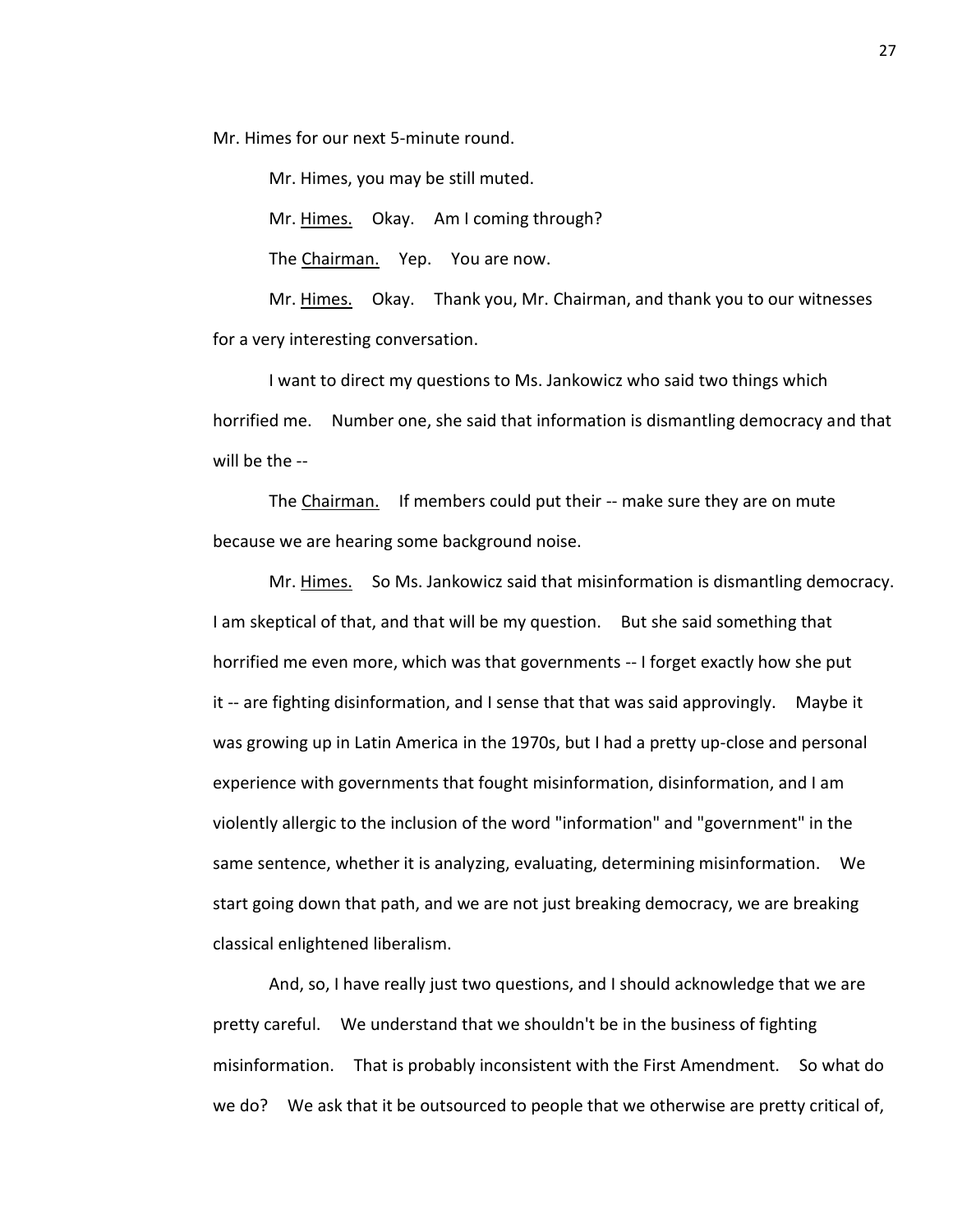Mr. Himes for our next 5-minute round.

Mr. Himes, you may be still muted.

Mr. Himes. Okay. Am I coming through?

The Chairman. Yep. You are now.

Mr. Himes. Okay. Thank you, Mr. Chairman, and thank you to our witnesses for a very interesting conversation.

I want to direct my questions to Ms. Jankowicz who said two things which horrified me. Number one, she said that information is dismantling democracy and that will be the --

The Chairman. If members could put their -- make sure they are on mute because we are hearing some background noise.

Mr. Himes. So Ms. Jankowicz said that misinformation is dismantling democracy. I am skeptical of that, and that will be my question. But she said something that horrified me even more, which was that governments -- I forget exactly how she put it -- are fighting disinformation, and I sense that that was said approvingly. Maybe it was growing up in Latin America in the 1970s, but I had a pretty up-close and personal experience with governments that fought misinformation, disinformation, and I am violently allergic to the inclusion of the word "information" and "government" in the same sentence, whether it is analyzing, evaluating, determining misinformation. We start going down that path, and we are not just breaking democracy, we are breaking classical enlightened liberalism.

And, so, I have really just two questions, and I should acknowledge that we are pretty careful. We understand that we shouldn't be in the business of fighting misinformation. That is probably inconsistent with the First Amendment. So what do we do? We ask that it be outsourced to people that we otherwise are pretty critical of,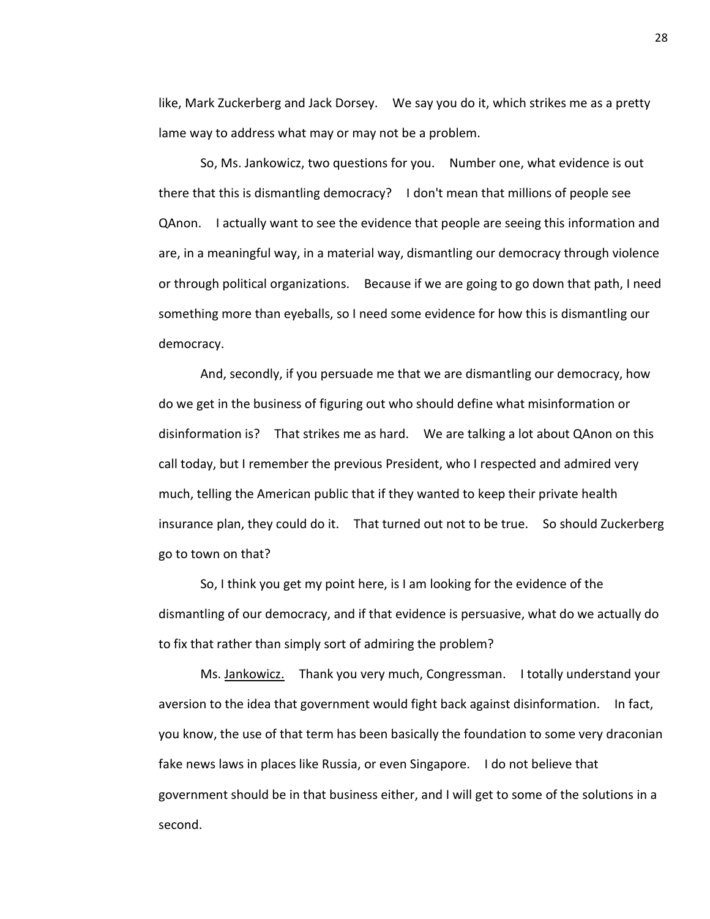like, Mark Zuckerberg and Jack Dorsey. We say you do it, which strikes me as a pretty lame way to address what may or may not be a problem.

So, Ms. Jankowicz, two questions for you. Number one, what evidence is out there that this is dismantling democracy? I don't mean that millions of people see QAnon. I actually want to see the evidence that people are seeing this information and are, in a meaningful way, in a material way, dismantling our democracy through violence or through political organizations. Because if we are going to go down that path, I need something more than eyeballs, so I need some evidence for how this is dismantling our democracy.

And, secondly, if you persuade me that we are dismantling our democracy, how do we get in the business of figuring out who should define what misinformation or disinformation is? That strikes me as hard. We are talking a lot about QAnon on this call today, but I remember the previous President, who I respected and admired very much, telling the American public that if they wanted to keep their private health insurance plan, they could do it. That turned out not to be true. So should Zuckerberg go to town on that?

So, I think you get my point here, is I am looking for the evidence of the dismantling of our democracy, and if that evidence is persuasive, what do we actually do to fix that rather than simply sort of admiring the problem?

Ms. Jankowicz. Thank you very much, Congressman. I totally understand your aversion to the idea that government would fight back against disinformation. In fact, you know, the use of that term has been basically the foundation to some very draconian fake news laws in places like Russia, or even Singapore. I do not believe that government should be in that business either, and I will get to some of the solutions in a second.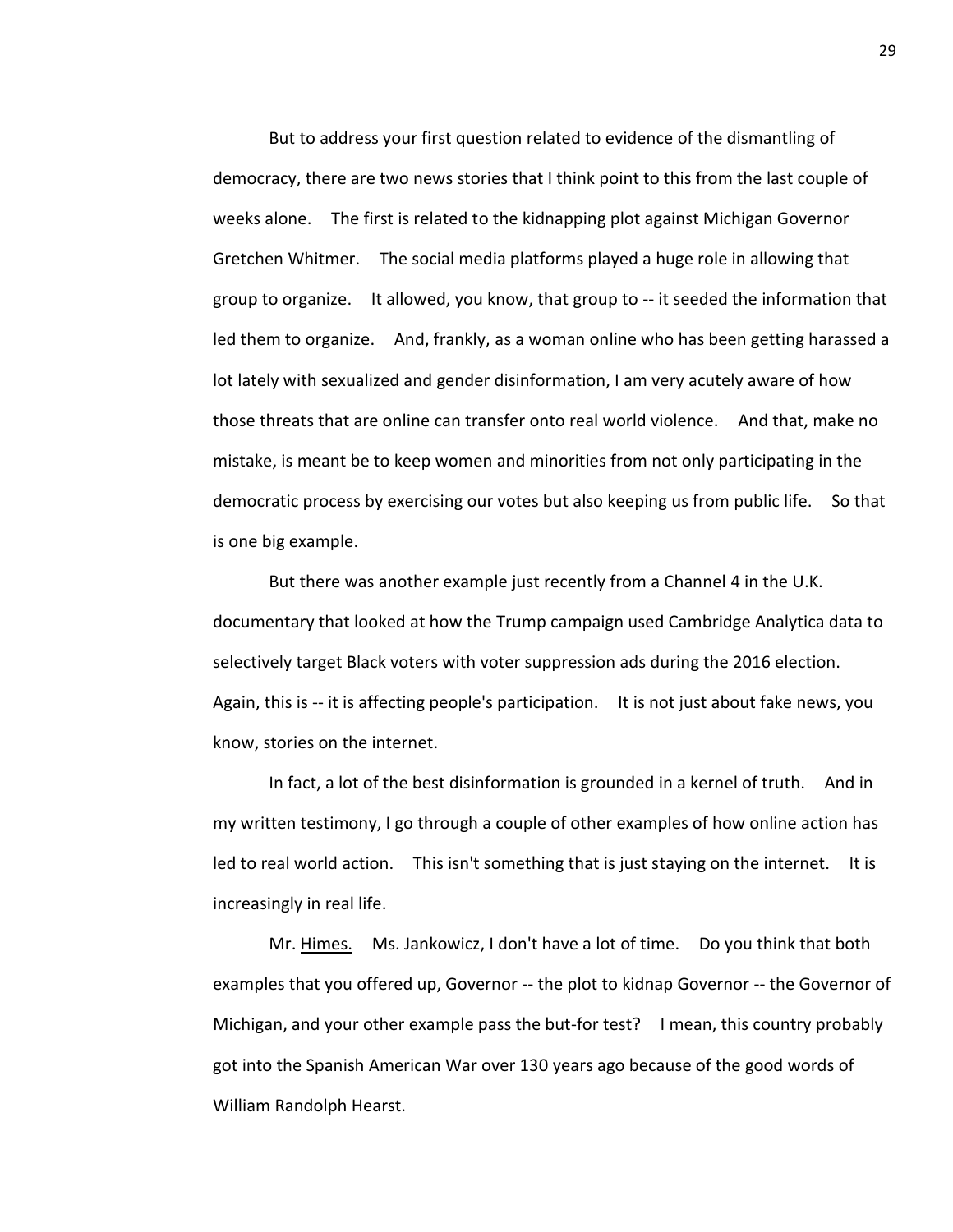But to address your first question related to evidence of the dismantling of democracy, there are two news stories that I think point to this from the last couple of weeks alone. The first is related to the kidnapping plot against Michigan Governor Gretchen Whitmer. The social media platforms played a huge role in allowing that group to organize. It allowed, you know, that group to -- it seeded the information that led them to organize. And, frankly, as a woman online who has been getting harassed a lot lately with sexualized and gender disinformation, I am very acutely aware of how those threats that are online can transfer onto real world violence. And that, make no mistake, is meant be to keep women and minorities from not only participating in the democratic process by exercising our votes but also keeping us from public life. So that is one big example.

But there was another example just recently from a Channel 4 in the U.K. documentary that looked at how the Trump campaign used Cambridge Analytica data to selectively target Black voters with voter suppression ads during the 2016 election. Again, this is -- it is affecting people's participation. It is not just about fake news, you know, stories on the internet.

In fact, a lot of the best disinformation is grounded in a kernel of truth. And in my written testimony, I go through a couple of other examples of how online action has led to real world action. This isn't something that is just staying on the internet. It is increasingly in real life.

Mr. Himes. Ms. Jankowicz, I don't have a lot of time. Do you think that both examples that you offered up, Governor -- the plot to kidnap Governor -- the Governor of Michigan, and your other example pass the but-for test? I mean, this country probably got into the Spanish American War over 130 years ago because of the good words of William Randolph Hearst.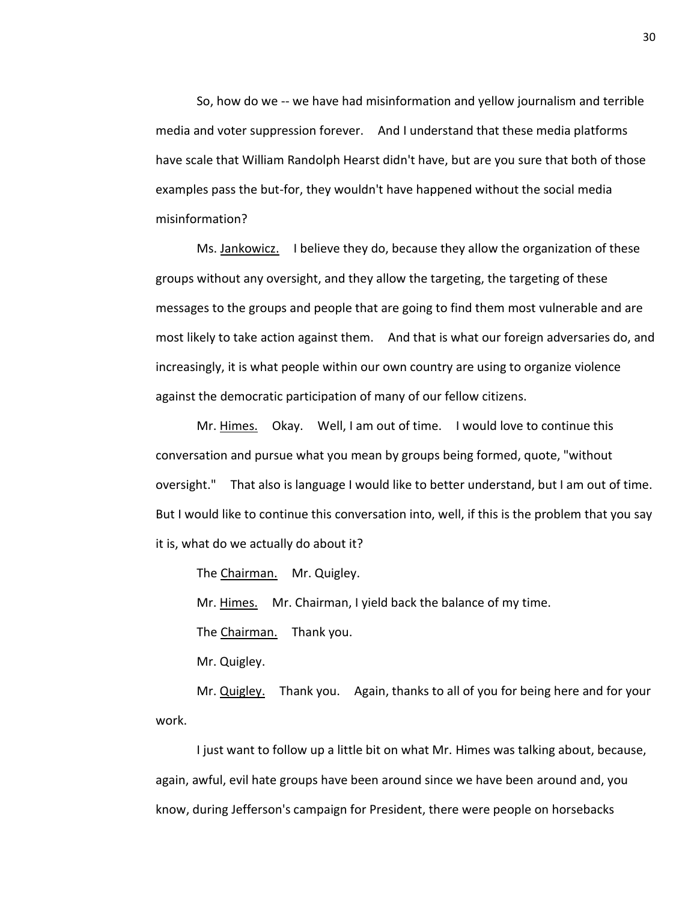So, how do we -- we have had misinformation and yellow journalism and terrible media and voter suppression forever. And I understand that these media platforms have scale that William Randolph Hearst didn't have, but are you sure that both of those examples pass the but-for, they wouldn't have happened without the social media misinformation?

Ms. Jankowicz. I believe they do, because they allow the organization of these groups without any oversight, and they allow the targeting, the targeting of these messages to the groups and people that are going to find them most vulnerable and are most likely to take action against them. And that is what our foreign adversaries do, and increasingly, it is what people within our own country are using to organize violence against the democratic participation of many of our fellow citizens.

Mr. Himes. Okay. Well, I am out of time. I would love to continue this conversation and pursue what you mean by groups being formed, quote, "without oversight." That also is language I would like to better understand, but I am out of time. But I would like to continue this conversation into, well, if this is the problem that you say it is, what do we actually do about it?

The Chairman. Mr. Quigley.

Mr. Himes. Mr. Chairman, I yield back the balance of my time.

The Chairman. Thank you.

Mr. Quigley.

Mr. Quigley. Thank you. Again, thanks to all of you for being here and for your work.

I just want to follow up a little bit on what Mr. Himes was talking about, because, again, awful, evil hate groups have been around since we have been around and, you know, during Jefferson's campaign for President, there were people on horsebacks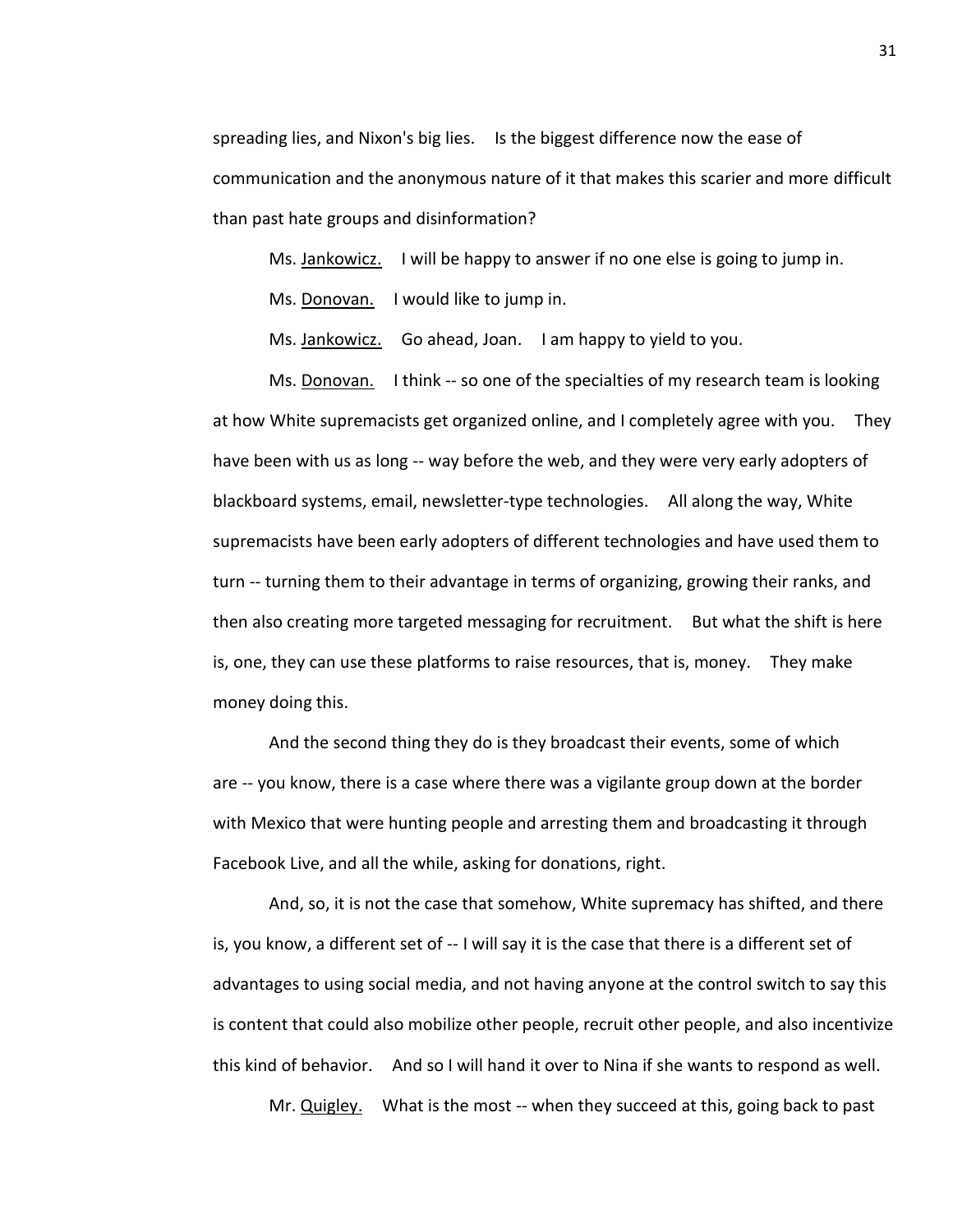spreading lies, and Nixon's big lies. Is the biggest difference now the ease of communication and the anonymous nature of it that makes this scarier and more difficult than past hate groups and disinformation?

Ms. Jankowicz. I will be happy to answer if no one else is going to jump in.

Ms. Donovan. I would like to jump in.

Ms. Jankowicz. Go ahead, Joan. I am happy to yield to you.

Ms. Donovan. I think -- so one of the specialties of my research team is looking at how White supremacists get organized online, and I completely agree with you. They have been with us as long -- way before the web, and they were very early adopters of blackboard systems, email, newsletter-type technologies. All along the way, White supremacists have been early adopters of different technologies and have used them to turn -- turning them to their advantage in terms of organizing, growing their ranks, and then also creating more targeted messaging for recruitment. But what the shift is here is, one, they can use these platforms to raise resources, that is, money. They make money doing this.

And the second thing they do is they broadcast their events, some of which are -- you know, there is a case where there was a vigilante group down at the border with Mexico that were hunting people and arresting them and broadcasting it through Facebook Live, and all the while, asking for donations, right.

And, so, it is not the case that somehow, White supremacy has shifted, and there is, you know, a different set of -- I will say it is the case that there is a different set of advantages to using social media, and not having anyone at the control switch to say this is content that could also mobilize other people, recruit other people, and also incentivize this kind of behavior. And so I will hand it over to Nina if she wants to respond as well.

Mr. Quigley. What is the most -- when they succeed at this, going back to past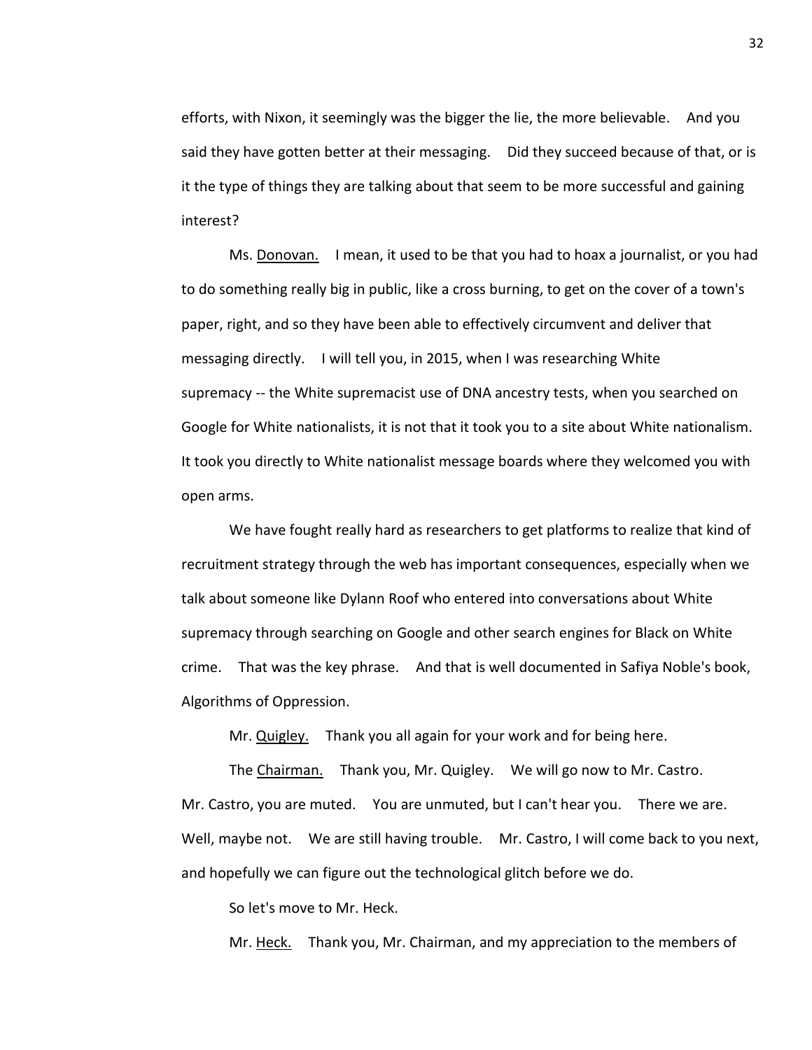efforts, with Nixon, it seemingly was the bigger the lie, the more believable. And you said they have gotten better at their messaging. Did they succeed because of that, or is it the type of things they are talking about that seem to be more successful and gaining interest?

Ms. Donovan. I mean, it used to be that you had to hoax a journalist, or you had to do something really big in public, like a cross burning, to get on the cover of a town's paper, right, and so they have been able to effectively circumvent and deliver that messaging directly. I will tell you, in 2015, when I was researching White supremacy -- the White supremacist use of DNA ancestry tests, when you searched on Google for White nationalists, it is not that it took you to a site about White nationalism. It took you directly to White nationalist message boards where they welcomed you with open arms.

We have fought really hard as researchers to get platforms to realize that kind of recruitment strategy through the web has important consequences, especially when we talk about someone like Dylann Roof who entered into conversations about White supremacy through searching on Google and other search engines for Black on White crime. That was the key phrase. And that is well documented in Safiya Noble's book, Algorithms of Oppression.

Mr. Quigley. Thank you all again for your work and for being here.

The Chairman. Thank you, Mr. Quigley. We will go now to Mr. Castro. Mr. Castro, you are muted. You are unmuted, but I can't hear you. There we are. Well, maybe not. We are still having trouble. Mr. Castro, I will come back to you next, and hopefully we can figure out the technological glitch before we do.

So let's move to Mr. Heck.

Mr. Heck. Thank you, Mr. Chairman, and my appreciation to the members of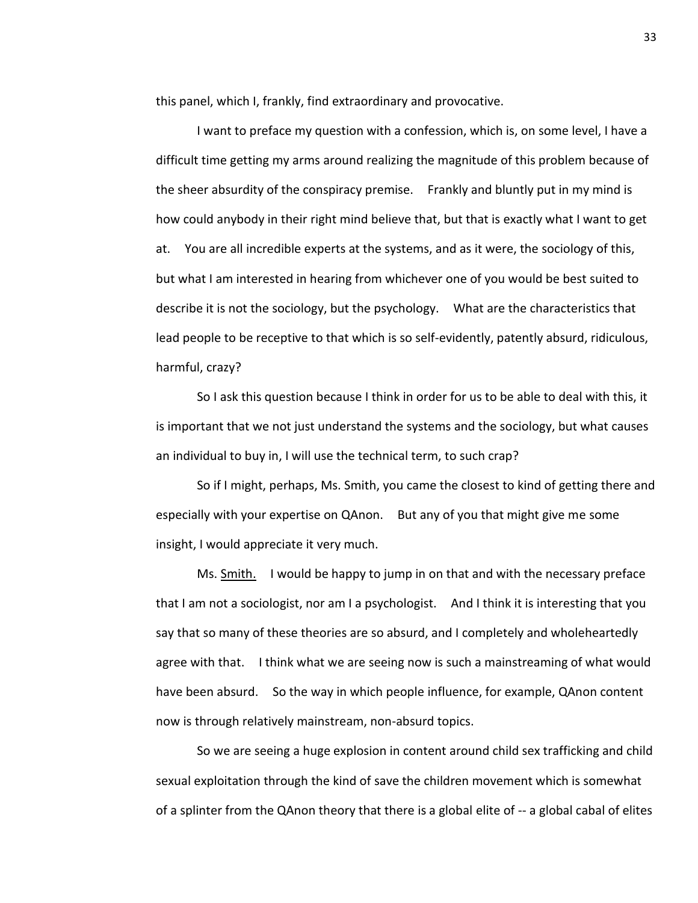this panel, which I, frankly, find extraordinary and provocative.

I want to preface my question with a confession, which is, on some level, I have a difficult time getting my arms around realizing the magnitude of this problem because of the sheer absurdity of the conspiracy premise. Frankly and bluntly put in my mind is how could anybody in their right mind believe that, but that is exactly what I want to get at. You are all incredible experts at the systems, and as it were, the sociology of this, but what I am interested in hearing from whichever one of you would be best suited to describe it is not the sociology, but the psychology. What are the characteristics that lead people to be receptive to that which is so self-evidently, patently absurd, ridiculous, harmful, crazy?

So I ask this question because I think in order for us to be able to deal with this, it is important that we not just understand the systems and the sociology, but what causes an individual to buy in, I will use the technical term, to such crap?

So if I might, perhaps, Ms. Smith, you came the closest to kind of getting there and especially with your expertise on QAnon. But any of you that might give me some insight, I would appreciate it very much.

Ms. Smith. I would be happy to jump in on that and with the necessary preface that I am not a sociologist, nor am I a psychologist. And I think it is interesting that you say that so many of these theories are so absurd, and I completely and wholeheartedly agree with that. I think what we are seeing now is such a mainstreaming of what would have been absurd. So the way in which people influence, for example, QAnon content now is through relatively mainstream, non-absurd topics.

So we are seeing a huge explosion in content around child sex trafficking and child sexual exploitation through the kind of save the children movement which is somewhat of a splinter from the QAnon theory that there is a global elite of -- a global cabal of elites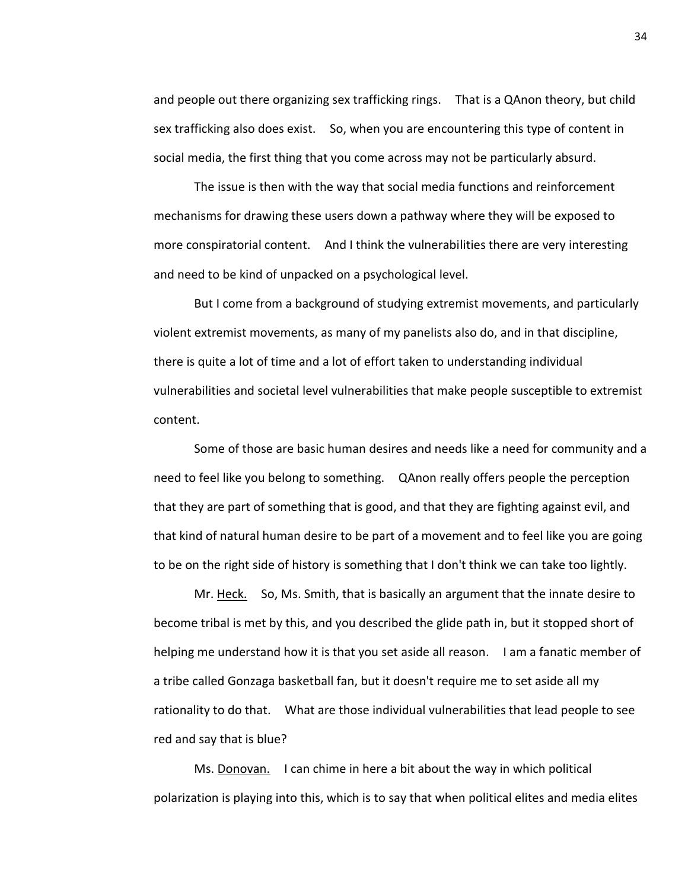and people out there organizing sex trafficking rings. That is a QAnon theory, but child sex trafficking also does exist. So, when you are encountering this type of content in social media, the first thing that you come across may not be particularly absurd.

The issue is then with the way that social media functions and reinforcement mechanisms for drawing these users down a pathway where they will be exposed to more conspiratorial content. And I think the vulnerabilities there are very interesting and need to be kind of unpacked on a psychological level.

But I come from a background of studying extremist movements, and particularly violent extremist movements, as many of my panelists also do, and in that discipline, there is quite a lot of time and a lot of effort taken to understanding individual vulnerabilities and societal level vulnerabilities that make people susceptible to extremist content.

Some of those are basic human desires and needs like a need for community and a need to feel like you belong to something. QAnon really offers people the perception that they are part of something that is good, and that they are fighting against evil, and that kind of natural human desire to be part of a movement and to feel like you are going to be on the right side of history is something that I don't think we can take too lightly.

Mr. Heck. So, Ms. Smith, that is basically an argument that the innate desire to become tribal is met by this, and you described the glide path in, but it stopped short of helping me understand how it is that you set aside all reason. I am a fanatic member of a tribe called Gonzaga basketball fan, but it doesn't require me to set aside all my rationality to do that. What are those individual vulnerabilities that lead people to see red and say that is blue?

Ms. Donovan. I can chime in here a bit about the way in which political polarization is playing into this, which is to say that when political elites and media elites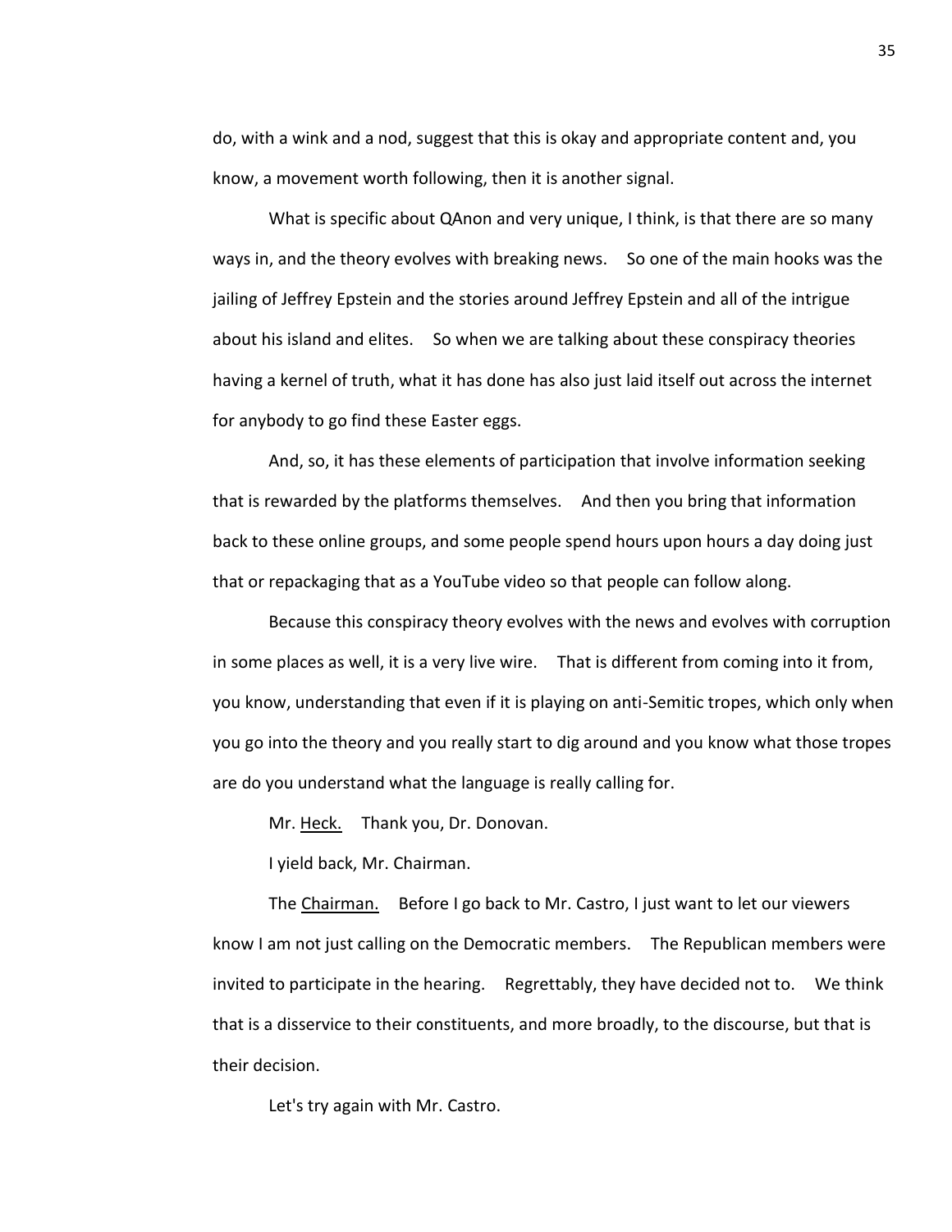do, with a wink and a nod, suggest that this is okay and appropriate content and, you know, a movement worth following, then it is another signal.

What is specific about QAnon and very unique, I think, is that there are so many ways in, and the theory evolves with breaking news. So one of the main hooks was the jailing of Jeffrey Epstein and the stories around Jeffrey Epstein and all of the intrigue about his island and elites. So when we are talking about these conspiracy theories having a kernel of truth, what it has done has also just laid itself out across the internet for anybody to go find these Easter eggs.

And, so, it has these elements of participation that involve information seeking that is rewarded by the platforms themselves. And then you bring that information back to these online groups, and some people spend hours upon hours a day doing just that or repackaging that as a YouTube video so that people can follow along.

Because this conspiracy theory evolves with the news and evolves with corruption in some places as well, it is a very live wire. That is different from coming into it from, you know, understanding that even if it is playing on anti-Semitic tropes, which only when you go into the theory and you really start to dig around and you know what those tropes are do you understand what the language is really calling for.

Mr. Heck. Thank you, Dr. Donovan.

I yield back, Mr. Chairman.

The Chairman. Before I go back to Mr. Castro, I just want to let our viewers know I am not just calling on the Democratic members. The Republican members were invited to participate in the hearing. Regrettably, they have decided not to. We think that is a disservice to their constituents, and more broadly, to the discourse, but that is their decision.

Let's try again with Mr. Castro.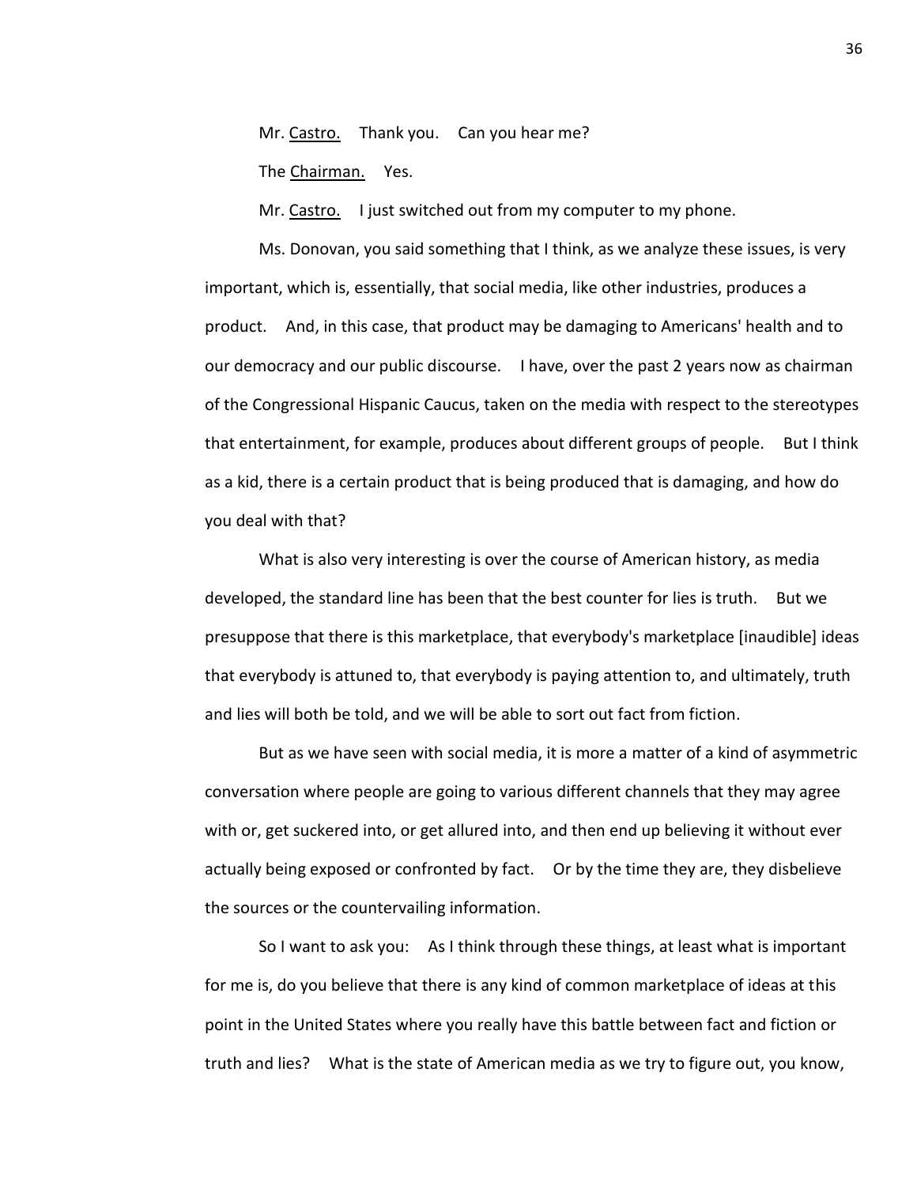Mr. Castro. Thank you. Can you hear me?

The Chairman. Yes.

Mr. Castro. I just switched out from my computer to my phone.

Ms. Donovan, you said something that I think, as we analyze these issues, is very important, which is, essentially, that social media, like other industries, produces a product. And, in this case, that product may be damaging to Americans' health and to our democracy and our public discourse. I have, over the past 2 years now as chairman of the Congressional Hispanic Caucus, taken on the media with respect to the stereotypes that entertainment, for example, produces about different groups of people. But I think as a kid, there is a certain product that is being produced that is damaging, and how do you deal with that?

What is also very interesting is over the course of American history, as media developed, the standard line has been that the best counter for lies is truth. But we presuppose that there is this marketplace, that everybody's marketplace [inaudible] ideas that everybody is attuned to, that everybody is paying attention to, and ultimately, truth and lies will both be told, and we will be able to sort out fact from fiction.

But as we have seen with social media, it is more a matter of a kind of asymmetric conversation where people are going to various different channels that they may agree with or, get suckered into, or get allured into, and then end up believing it without ever actually being exposed or confronted by fact. Or by the time they are, they disbelieve the sources or the countervailing information.

So I want to ask you: As I think through these things, at least what is important for me is, do you believe that there is any kind of common marketplace of ideas at this point in the United States where you really have this battle between fact and fiction or truth and lies? What is the state of American media as we try to figure out, you know,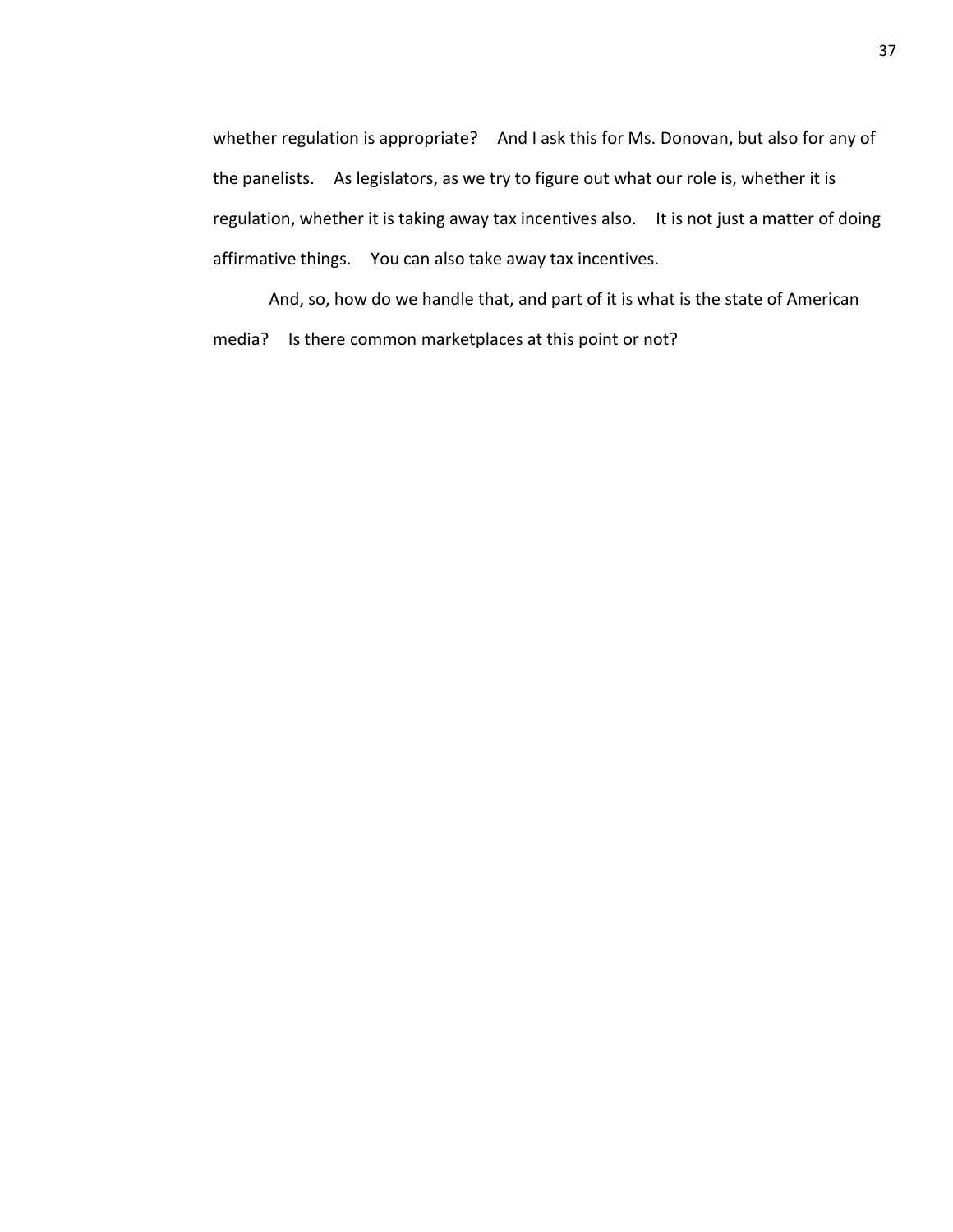whether regulation is appropriate? And I ask this for Ms. Donovan, but also for any of the panelists. As legislators, as we try to figure out what our role is, whether it is regulation, whether it is taking away tax incentives also. It is not just a matter of doing affirmative things. You can also take away tax incentives.

And, so, how do we handle that, and part of it is what is the state of American media? Is there common marketplaces at this point or not?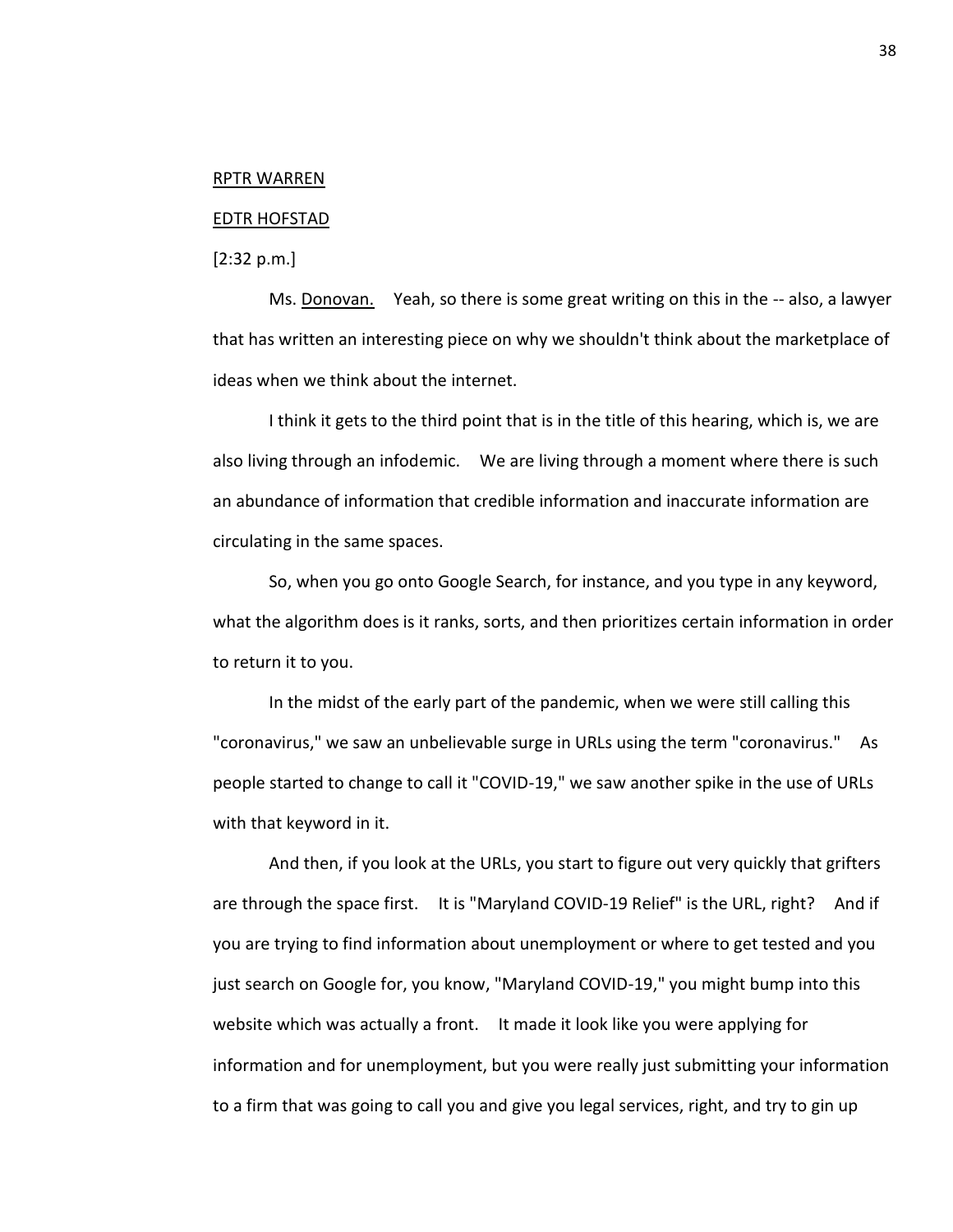RPTR WARREN

EDTR HOFSTAD

[2:32 p.m.]

Ms. Donovan. Yeah, so there is some great writing on this in the -- also, a lawyer that has written an interesting piece on why we shouldn't think about the marketplace of ideas when we think about the internet.

I think it gets to the third point that is in the title of this hearing, which is, we are also living through an infodemic. We are living through a moment where there is such an abundance of information that credible information and inaccurate information are circulating in the same spaces.

So, when you go onto Google Search, for instance, and you type in any keyword, what the algorithm does is it ranks, sorts, and then prioritizes certain information in order to return it to you.

In the midst of the early part of the pandemic, when we were still calling this "coronavirus," we saw an unbelievable surge in URLs using the term "coronavirus." As people started to change to call it "COVID-19," we saw another spike in the use of URLs with that keyword in it.

And then, if you look at the URLs, you start to figure out very quickly that grifters are through the space first. It is "Maryland COVID-19 Relief" is the URL, right? And if you are trying to find information about unemployment or where to get tested and you just search on Google for, you know, "Maryland COVID-19," you might bump into this website which was actually a front. It made it look like you were applying for information and for unemployment, but you were really just submitting your information to a firm that was going to call you and give you legal services, right, and try to gin up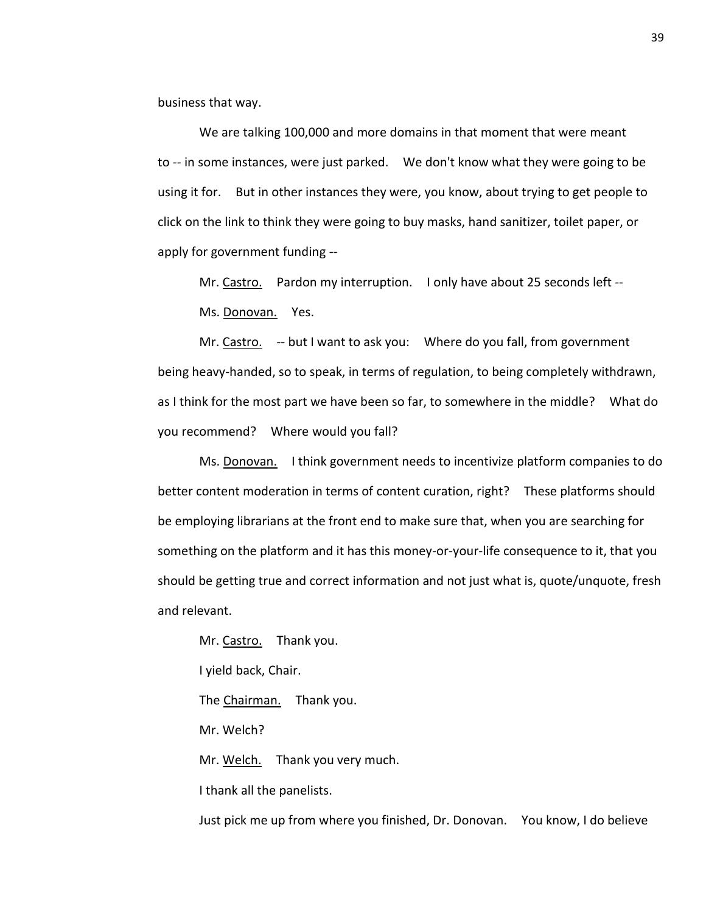business that way.

We are talking 100,000 and more domains in that moment that were meant to -- in some instances, were just parked. We don't know what they were going to be using it for. But in other instances they were, you know, about trying to get people to click on the link to think they were going to buy masks, hand sanitizer, toilet paper, or apply for government funding --

Mr. Castro. Pardon my interruption. I only have about 25 seconds left --

Ms. Donovan. Yes.

Mr. Castro. -- but I want to ask you: Where do you fall, from government being heavy-handed, so to speak, in terms of regulation, to being completely withdrawn, as I think for the most part we have been so far, to somewhere in the middle? What do you recommend? Where would you fall?

Ms. Donovan. I think government needs to incentivize platform companies to do better content moderation in terms of content curation, right? These platforms should be employing librarians at the front end to make sure that, when you are searching for something on the platform and it has this money-or-your-life consequence to it, that you should be getting true and correct information and not just what is, quote/unquote, fresh and relevant.

Mr. Castro. Thank you.

I yield back, Chair.

The Chairman. Thank you.

Mr. Welch?

Mr. Welch. Thank you very much.

I thank all the panelists.

Just pick me up from where you finished, Dr. Donovan. You know, I do believe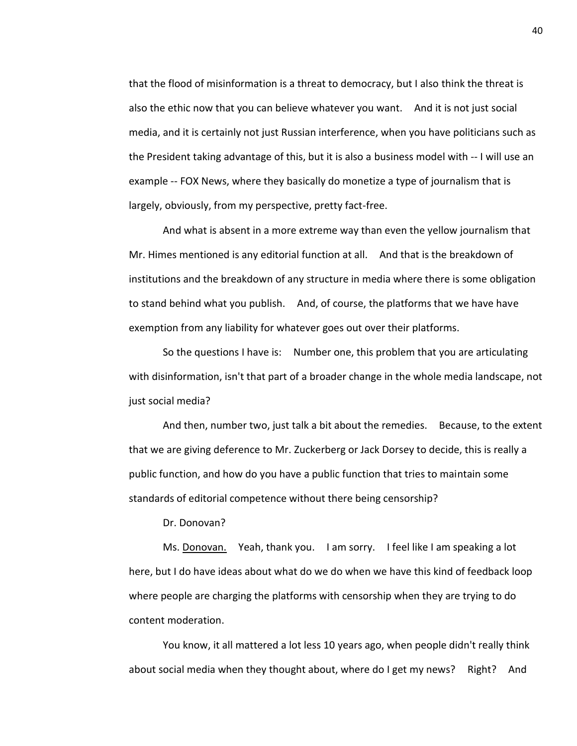that the flood of misinformation is a threat to democracy, but I also think the threat is also the ethic now that you can believe whatever you want. And it is not just social media, and it is certainly not just Russian interference, when you have politicians such as the President taking advantage of this, but it is also a business model with -- I will use an example -- FOX News, where they basically do monetize a type of journalism that is largely, obviously, from my perspective, pretty fact-free.

And what is absent in a more extreme way than even the yellow journalism that Mr. Himes mentioned is any editorial function at all. And that is the breakdown of institutions and the breakdown of any structure in media where there is some obligation to stand behind what you publish. And, of course, the platforms that we have have exemption from any liability for whatever goes out over their platforms.

So the questions I have is: Number one, this problem that you are articulating with disinformation, isn't that part of a broader change in the whole media landscape, not just social media?

And then, number two, just talk a bit about the remedies. Because, to the extent that we are giving deference to Mr. Zuckerberg or Jack Dorsey to decide, this is really a public function, and how do you have a public function that tries to maintain some standards of editorial competence without there being censorship?

Dr. Donovan?

Ms. Donovan. Yeah, thank you. I am sorry. I feel like I am speaking a lot here, but I do have ideas about what do we do when we have this kind of feedback loop where people are charging the platforms with censorship when they are trying to do content moderation.

You know, it all mattered a lot less 10 years ago, when people didn't really think about social media when they thought about, where do I get my news? Right? And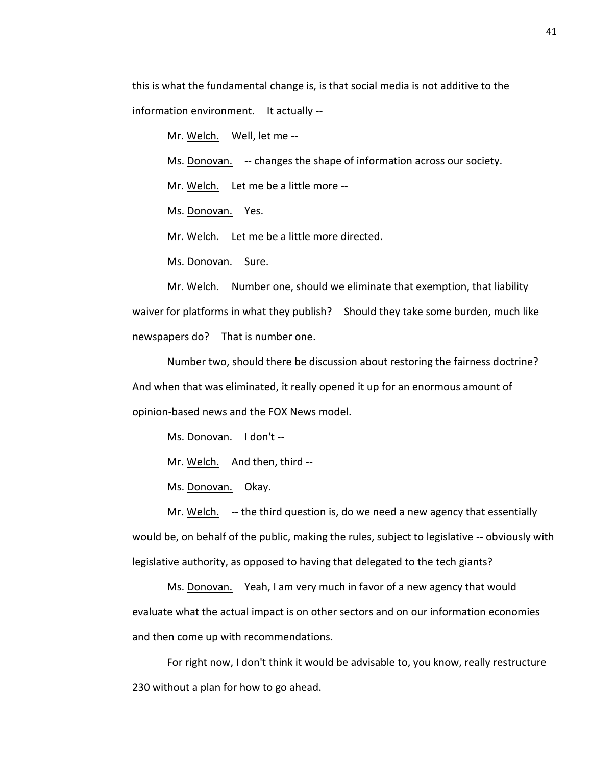this is what the fundamental change is, is that social media is not additive to the information environment. It actually --

Mr. Welch. Well, let me --

Ms. Donovan. -- changes the shape of information across our society.

Mr. Welch. Let me be a little more --

Ms. Donovan. Yes.

Mr. Welch. Let me be a little more directed.

Ms. Donovan. Sure.

Mr. Welch. Number one, should we eliminate that exemption, that liability waiver for platforms in what they publish? Should they take some burden, much like newspapers do? That is number one.

Number two, should there be discussion about restoring the fairness doctrine? And when that was eliminated, it really opened it up for an enormous amount of opinion-based news and the FOX News model.

Ms. Donovan. I don't --

Mr. Welch. And then, third --

Ms. Donovan. Okay.

Mr. Welch. -- the third question is, do we need a new agency that essentially would be, on behalf of the public, making the rules, subject to legislative -- obviously with legislative authority, as opposed to having that delegated to the tech giants?

Ms. Donovan. Yeah, I am very much in favor of a new agency that would evaluate what the actual impact is on other sectors and on our information economies and then come up with recommendations.

For right now, I don't think it would be advisable to, you know, really restructure 230 without a plan for how to go ahead.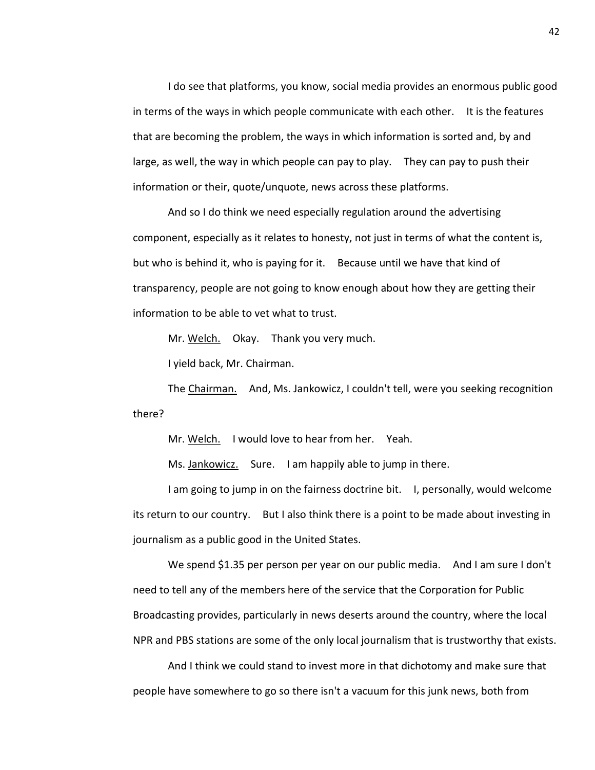I do see that platforms, you know, social media provides an enormous public good in terms of the ways in which people communicate with each other. It is the features that are becoming the problem, the ways in which information is sorted and, by and large, as well, the way in which people can pay to play. They can pay to push their information or their, quote/unquote, news across these platforms.

And so I do think we need especially regulation around the advertising component, especially as it relates to honesty, not just in terms of what the content is, but who is behind it, who is paying for it. Because until we have that kind of transparency, people are not going to know enough about how they are getting their information to be able to vet what to trust.

Mr. Welch. Okay. Thank you very much.

I yield back, Mr. Chairman.

The Chairman. And, Ms. Jankowicz, I couldn't tell, were you seeking recognition there?

Mr. Welch. I would love to hear from her. Yeah.

Ms. Jankowicz. Sure. I am happily able to jump in there.

I am going to jump in on the fairness doctrine bit. I, personally, would welcome its return to our country. But I also think there is a point to be made about investing in journalism as a public good in the United States.

We spend $1.35 per person per year on our public media. And I am sure I don't need to tell any of the members here of the service that the Corporation for Public Broadcasting provides, particularly in news deserts around the country, where the local NPR and PBS stations are some of the only local journalism that is trustworthy that exists.

And I think we could stand to invest more in that dichotomy and make sure that people have somewhere to go so there isn't a vacuum for this junk news, both from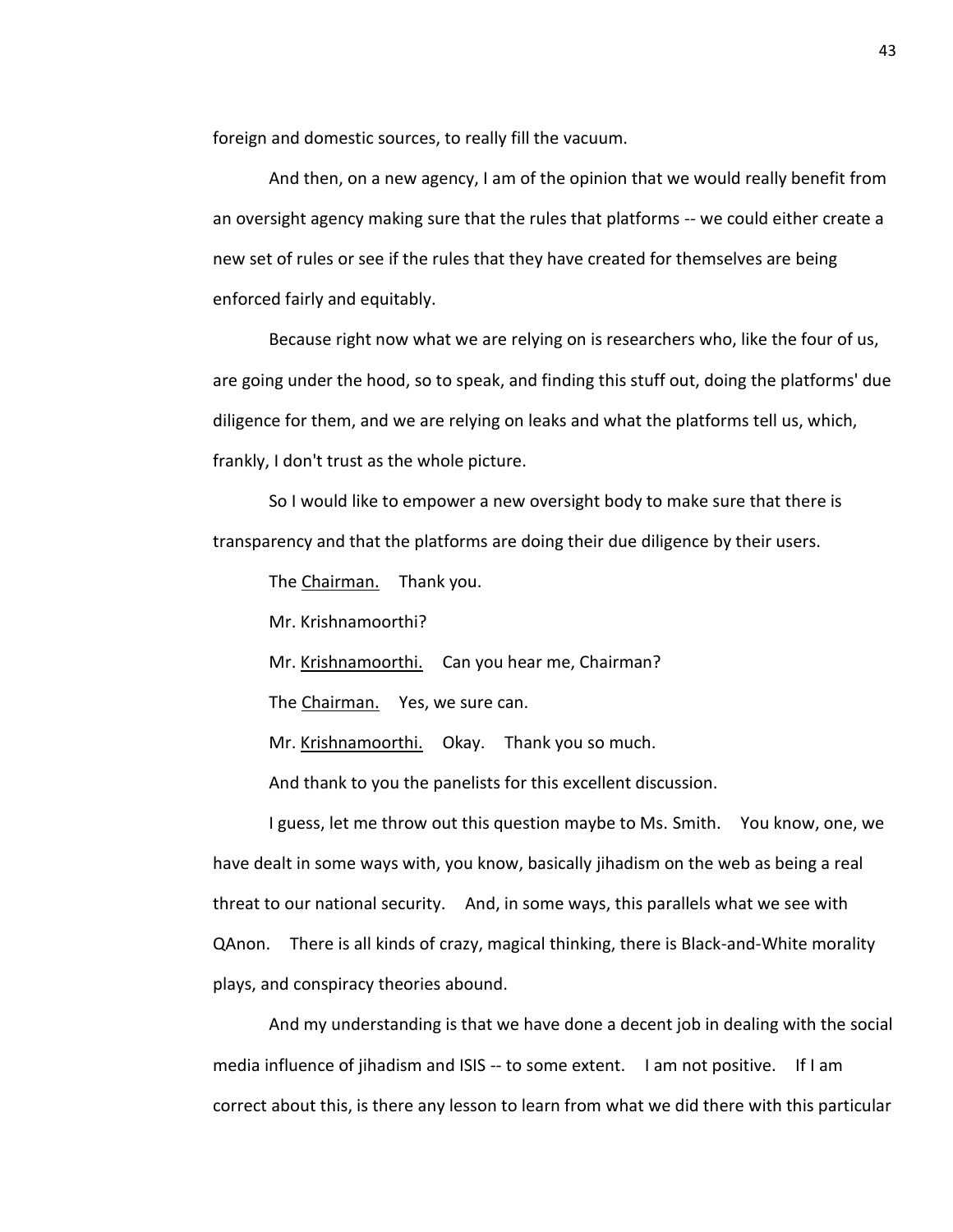foreign and domestic sources, to really fill the vacuum.

And then, on a new agency, I am of the opinion that we would really benefit from an oversight agency making sure that the rules that platforms -- we could either create a new set of rules or see if the rules that they have created for themselves are being enforced fairly and equitably.

Because right now what we are relying on is researchers who, like the four of us, are going under the hood, so to speak, and finding this stuff out, doing the platforms' due diligence for them, and we are relying on leaks and what the platforms tell us, which, frankly, I don't trust as the whole picture.

So I would like to empower a new oversight body to make sure that there is transparency and that the platforms are doing their due diligence by their users.

The Chairman. Thank you.

Mr. Krishnamoorthi?

Mr. Krishnamoorthi. Can you hear me, Chairman?

The Chairman. Yes, we sure can.

Mr. Krishnamoorthi. Okay. Thank you so much.

And thank to you the panelists for this excellent discussion.

I guess, let me throw out this question maybe to Ms. Smith. You know, one, we have dealt in some ways with, you know, basically jihadism on the web as being a real threat to our national security. And, in some ways, this parallels what we see with QAnon. There is all kinds of crazy, magical thinking, there is Black-and-White morality plays, and conspiracy theories abound.

And my understanding is that we have done a decent job in dealing with the social media influence of jihadism and ISIS -- to some extent. I am not positive. If I am correct about this, is there any lesson to learn from what we did there with this particular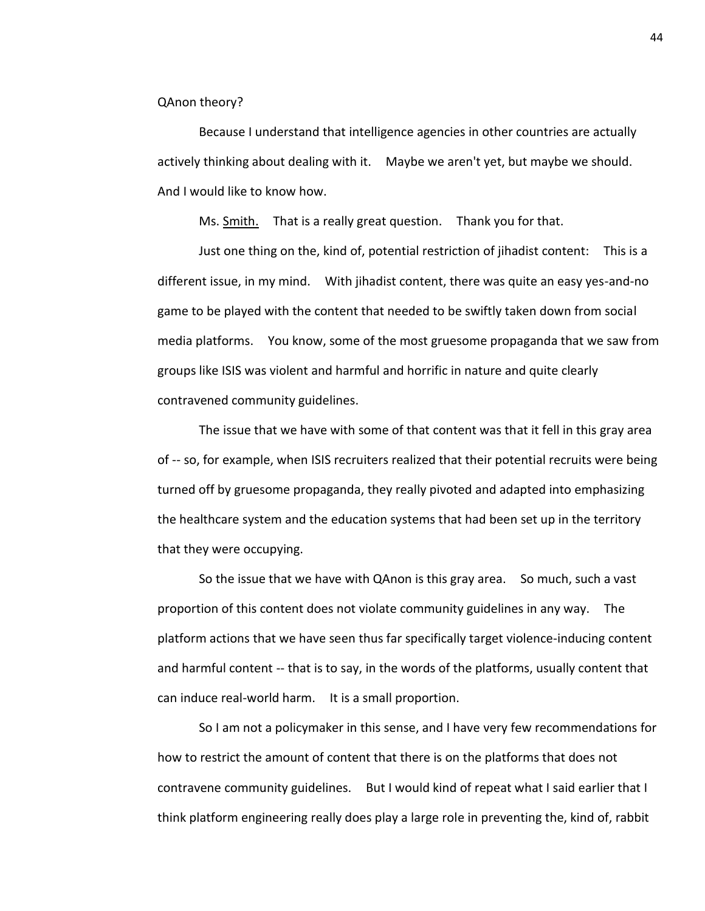QAnon theory?

Because I understand that intelligence agencies in other countries are actually actively thinking about dealing with it. Maybe we aren't yet, but maybe we should. And I would like to know how.

Ms. Smith. That is a really great question. Thank you for that.

Just one thing on the, kind of, potential restriction of jihadist content: This is a different issue, in my mind. With jihadist content, there was quite an easy yes-and-no game to be played with the content that needed to be swiftly taken down from social media platforms. You know, some of the most gruesome propaganda that we saw from groups like ISIS was violent and harmful and horrific in nature and quite clearly contravened community guidelines.

The issue that we have with some of that content was that it fell in this gray area of -- so, for example, when ISIS recruiters realized that their potential recruits were being turned off by gruesome propaganda, they really pivoted and adapted into emphasizing the healthcare system and the education systems that had been set up in the territory that they were occupying.

So the issue that we have with QAnon is this gray area. So much, such a vast proportion of this content does not violate community guidelines in any way. The platform actions that we have seen thus far specifically target violence-inducing content and harmful content -- that is to say, in the words of the platforms, usually content that can induce real-world harm. It is a small proportion.

So I am not a policymaker in this sense, and I have very few recommendations for how to restrict the amount of content that there is on the platforms that does not contravene community guidelines. But I would kind of repeat what I said earlier that I think platform engineering really does play a large role in preventing the, kind of, rabbit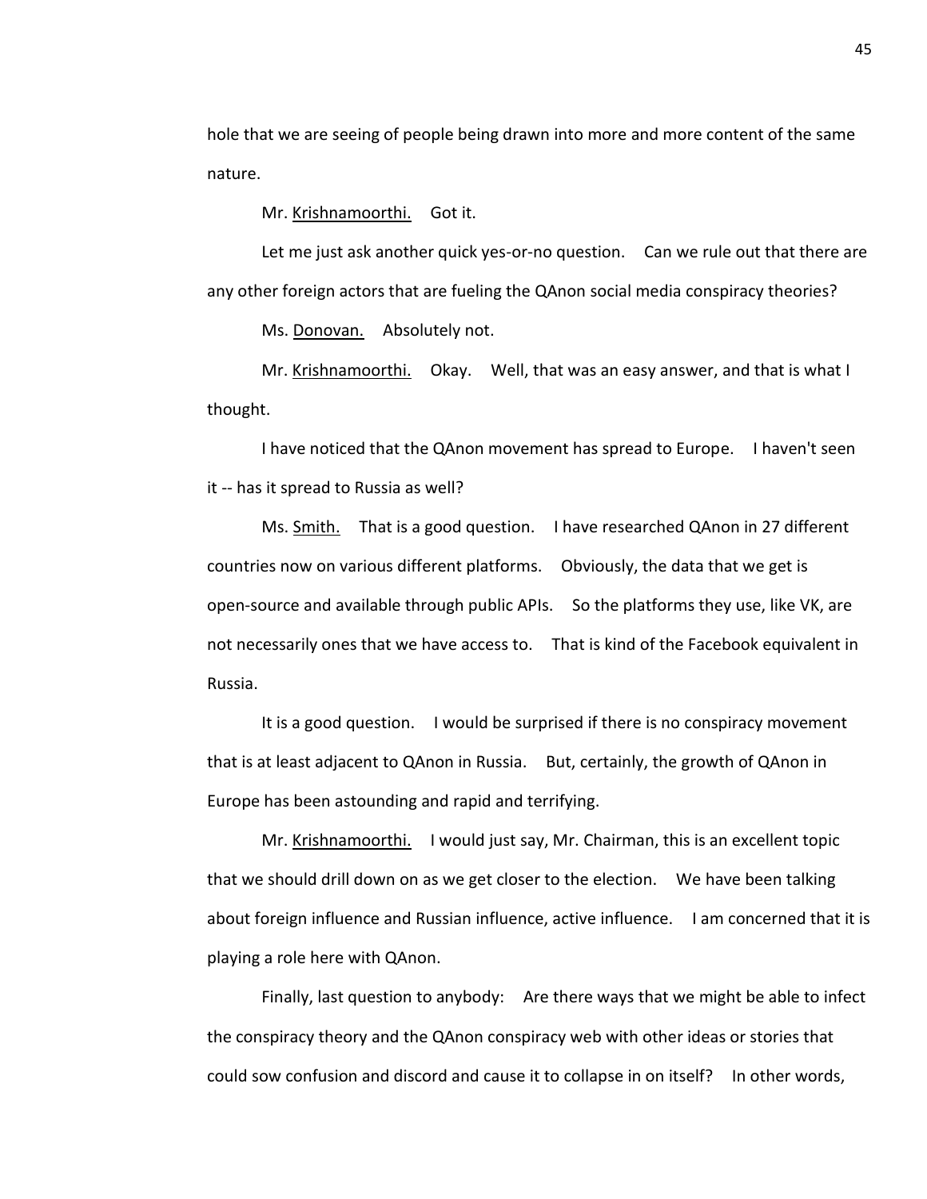hole that we are seeing of people being drawn into more and more content of the same nature.

Mr. Krishnamoorthi. Got it.

Let me just ask another quick yes-or-no question. Can we rule out that there are any other foreign actors that are fueling the QAnon social media conspiracy theories?

Ms. Donovan. Absolutely not.

Mr. Krishnamoorthi. Okay. Well, that was an easy answer, and that is what I thought.

I have noticed that the QAnon movement has spread to Europe. I haven't seen it -- has it spread to Russia as well?

Ms. Smith. That is a good question. I have researched QAnon in 27 different countries now on various different platforms. Obviously, the data that we get is open-source and available through public APIs. So the platforms they use, like VK, are not necessarily ones that we have access to. That is kind of the Facebook equivalent in Russia.

It is a good question. I would be surprised if there is no conspiracy movement that is at least adjacent to QAnon in Russia. But, certainly, the growth of QAnon in Europe has been astounding and rapid and terrifying.

Mr. Krishnamoorthi. I would just say, Mr. Chairman, this is an excellent topic that we should drill down on as we get closer to the election. We have been talking about foreign influence and Russian influence, active influence. I am concerned that it is playing a role here with QAnon.

Finally, last question to anybody: Are there ways that we might be able to infect the conspiracy theory and the QAnon conspiracy web with other ideas or stories that could sow confusion and discord and cause it to collapse in on itself? In other words,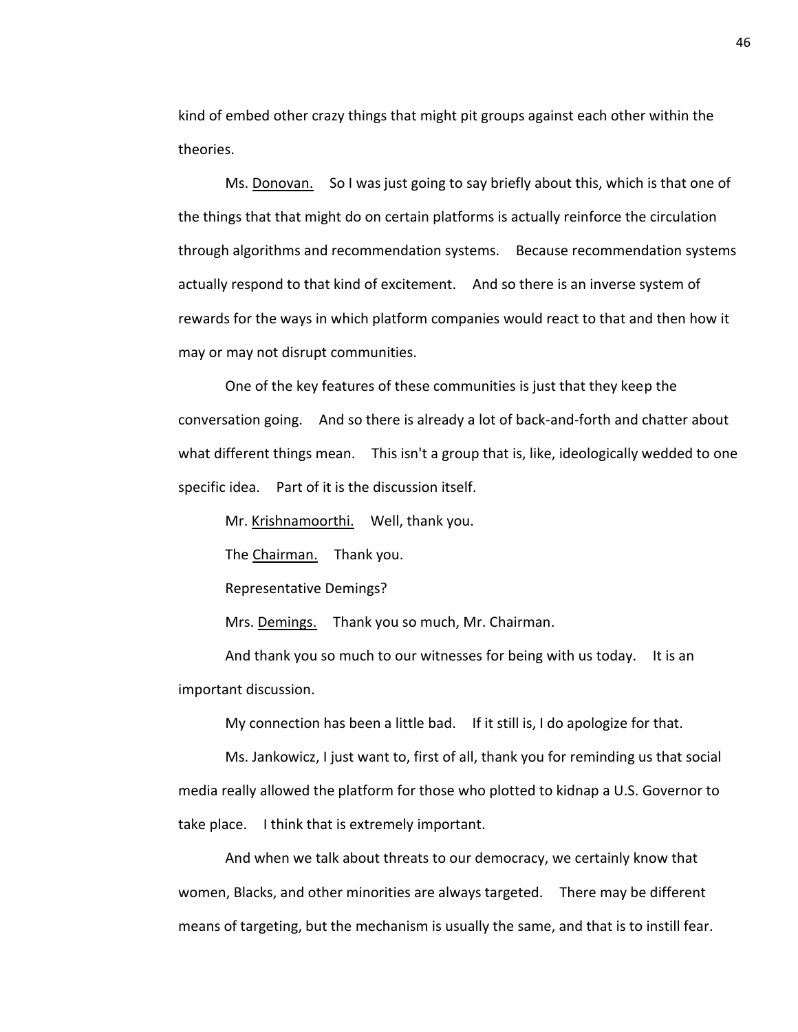kind of embed other crazy things that might pit groups against each other within the theories.

Ms. Donovan. So I was just going to say briefly about this, which is that one of the things that that might do on certain platforms is actually reinforce the circulation through algorithms and recommendation systems. Because recommendation systems actually respond to that kind of excitement. And so there is an inverse system of rewards for the ways in which platform companies would react to that and then how it may or may not disrupt communities.

One of the key features of these communities is just that they keep the conversation going. And so there is already a lot of back-and-forth and chatter about what different things mean. This isn't a group that is, like, ideologically wedded to one specific idea. Part of it is the discussion itself.

Mr. Krishnamoorthi. Well, thank you.

The Chairman. Thank you.

Representative Demings?

Mrs. Demings. Thank you so much, Mr. Chairman.

And thank you so much to our witnesses for being with us today. It is an important discussion.

My connection has been a little bad. If it still is, I do apologize for that.

Ms. Jankowicz, I just want to, first of all, thank you for reminding us that social media really allowed the platform for those who plotted to kidnap a U.S. Governor to take place. I think that is extremely important.

And when we talk about threats to our democracy, we certainly know that women, Blacks, and other minorities are always targeted. There may be different means of targeting, but the mechanism is usually the same, and that is to instill fear.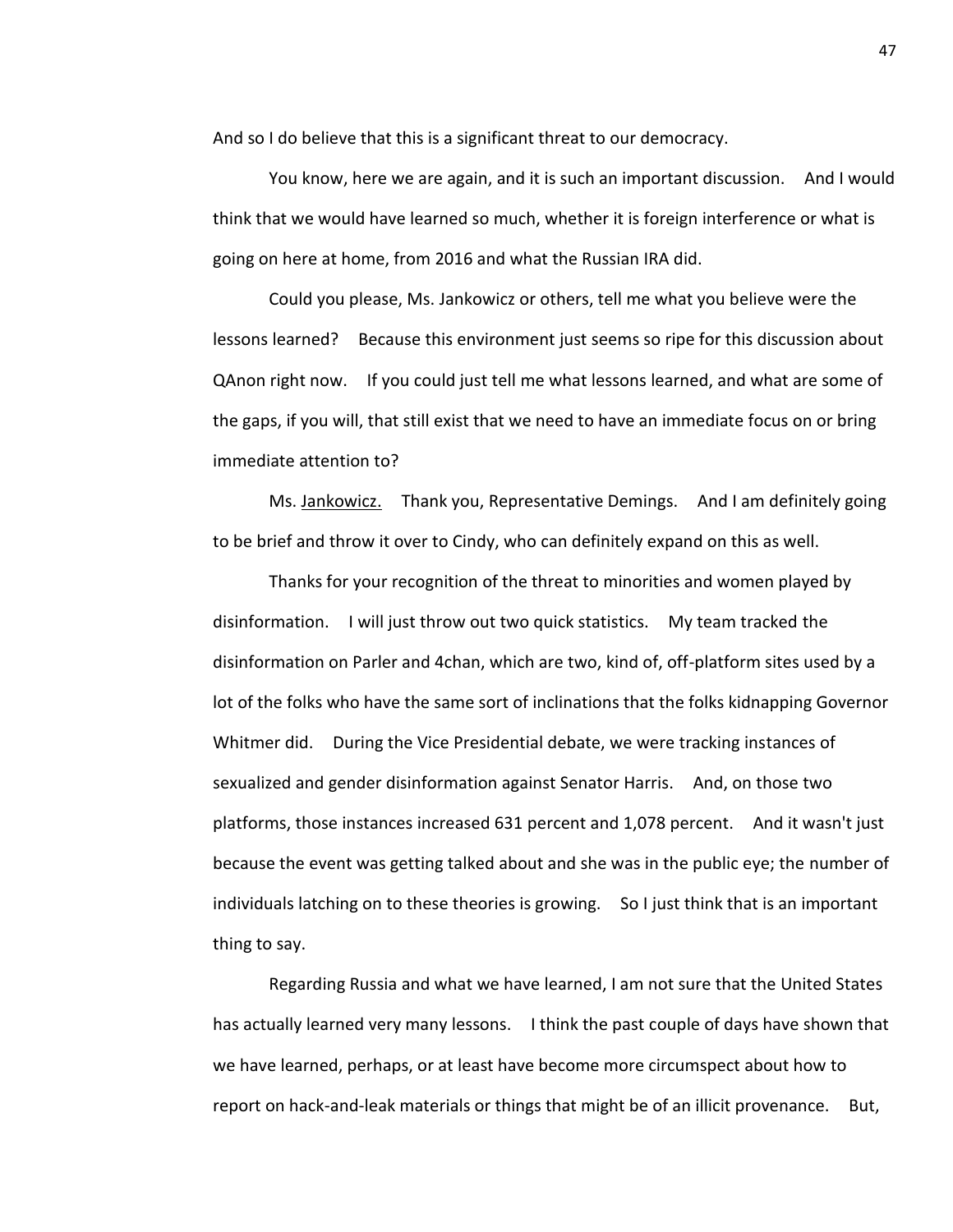And so I do believe that this is a significant threat to our democracy.

You know, here we are again, and it is such an important discussion. And I would think that we would have learned so much, whether it is foreign interference or what is going on here at home, from 2016 and what the Russian IRA did.

Could you please, Ms. Jankowicz or others, tell me what you believe were the lessons learned? Because this environment just seems so ripe for this discussion about QAnon right now. If you could just tell me what lessons learned, and what are some of the gaps, if you will, that still exist that we need to have an immediate focus on or bring immediate attention to?

Ms. Jankowicz. Thank you, Representative Demings. And I am definitely going to be brief and throw it over to Cindy, who can definitely expand on this as well.

Thanks for your recognition of the threat to minorities and women played by disinformation. I will just throw out two quick statistics. My team tracked the disinformation on Parler and 4chan, which are two, kind of, off-platform sites used by a lot of the folks who have the same sort of inclinations that the folks kidnapping Governor Whitmer did. During the Vice Presidential debate, we were tracking instances of sexualized and gender disinformation against Senator Harris. And, on those two platforms, those instances increased 631 percent and 1,078 percent. And it wasn't just because the event was getting talked about and she was in the public eye; the number of individuals latching on to these theories is growing. So I just think that is an important thing to say.

Regarding Russia and what we have learned, I am not sure that the United States has actually learned very many lessons. I think the past couple of days have shown that we have learned, perhaps, or at least have become more circumspect about how to report on hack-and-leak materials or things that might be of an illicit provenance. But,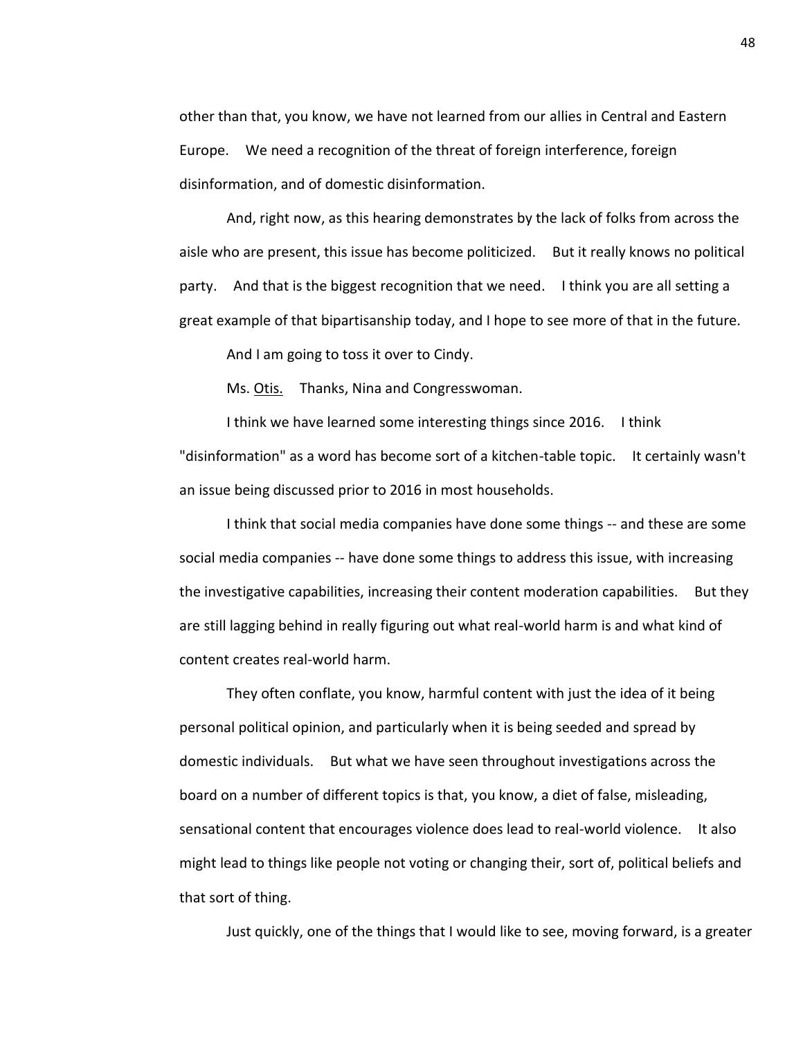other than that, you know, we have not learned from our allies in Central and Eastern Europe. We need a recognition of the threat of foreign interference, foreign disinformation, and of domestic disinformation.

And, right now, as this hearing demonstrates by the lack of folks from across the aisle who are present, this issue has become politicized. But it really knows no political party. And that is the biggest recognition that we need. I think you are all setting a great example of that bipartisanship today, and I hope to see more of that in the future.

And I am going to toss it over to Cindy.

Ms. Otis. Thanks, Nina and Congresswoman.

I think we have learned some interesting things since 2016. I think "disinformation" as a word has become sort of a kitchen-table topic. It certainly wasn't an issue being discussed prior to 2016 in most households.

I think that social media companies have done some things -- and these are some social media companies -- have done some things to address this issue, with increasing the investigative capabilities, increasing their content moderation capabilities. But they are still lagging behind in really figuring out what real-world harm is and what kind of content creates real-world harm.

They often conflate, you know, harmful content with just the idea of it being personal political opinion, and particularly when it is being seeded and spread by domestic individuals. But what we have seen throughout investigations across the board on a number of different topics is that, you know, a diet of false, misleading, sensational content that encourages violence does lead to real-world violence. It also might lead to things like people not voting or changing their, sort of, political beliefs and that sort of thing.

Just quickly, one of the things that I would like to see, moving forward, is a greater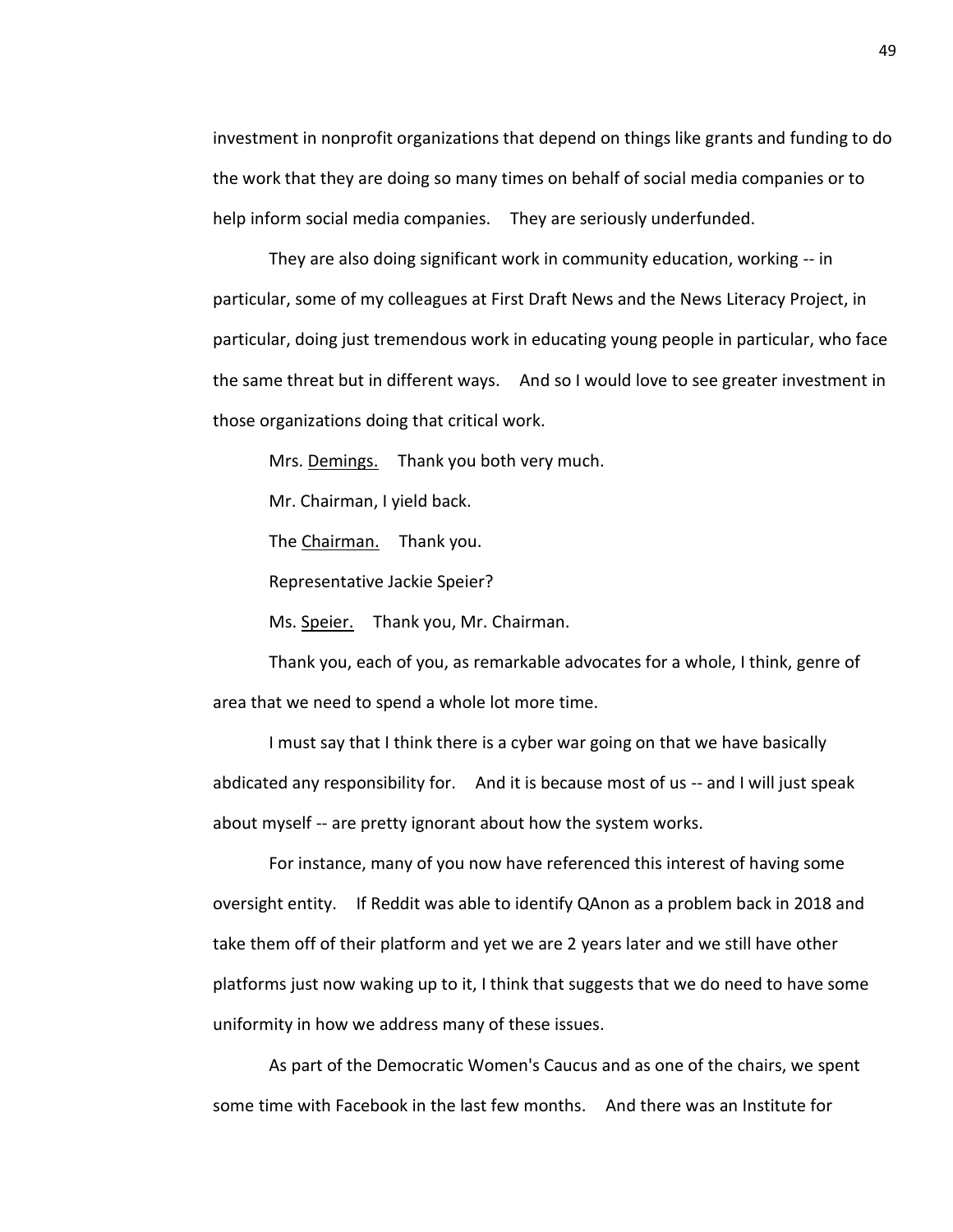investment in nonprofit organizations that depend on things like grants and funding to do the work that they are doing so many times on behalf of social media companies or to help inform social media companies. They are seriously underfunded.

They are also doing significant work in community education, working -- in particular, some of my colleagues at First Draft News and the News Literacy Project, in particular, doing just tremendous work in educating young people in particular, who face the same threat but in different ways. And so I would love to see greater investment in those organizations doing that critical work.

Mrs. Demings. Thank you both very much.

Mr. Chairman, I yield back.

The Chairman. Thank you.

Representative Jackie Speier?

Ms. Speier. Thank you, Mr. Chairman.

Thank you, each of you, as remarkable advocates for a whole, I think, genre of area that we need to spend a whole lot more time.

I must say that I think there is a cyber war going on that we have basically abdicated any responsibility for. And it is because most of us -- and I will just speak about myself -- are pretty ignorant about how the system works.

For instance, many of you now have referenced this interest of having some oversight entity. If Reddit was able to identify QAnon as a problem back in 2018 and take them off of their platform and yet we are 2 years later and we still have other platforms just now waking up to it, I think that suggests that we do need to have some uniformity in how we address many of these issues.

As part of the Democratic Women's Caucus and as one of the chairs, we spent some time with Facebook in the last few months. And there was an Institute for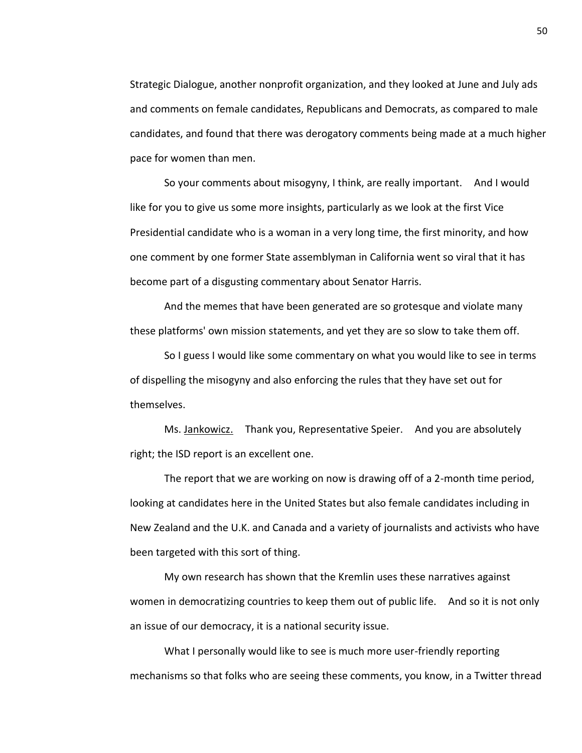Strategic Dialogue, another nonprofit organization, and they looked at June and July ads and comments on female candidates, Republicans and Democrats, as compared to male candidates, and found that there was derogatory comments being made at a much higher pace for women than men.

So your comments about misogyny, I think, are really important. And I would like for you to give us some more insights, particularly as we look at the first Vice Presidential candidate who is a woman in a very long time, the first minority, and how one comment by one former State assemblyman in California went so viral that it has become part of a disgusting commentary about Senator Harris.

And the memes that have been generated are so grotesque and violate many these platforms' own mission statements, and yet they are so slow to take them off.

So I guess I would like some commentary on what you would like to see in terms of dispelling the misogyny and also enforcing the rules that they have set out for themselves.

Ms. Jankowicz. Thank you, Representative Speier. And you are absolutely right; the ISD report is an excellent one.

The report that we are working on now is drawing off of a 2-month time period, looking at candidates here in the United States but also female candidates including in New Zealand and the U.K. and Canada and a variety of journalists and activists who have been targeted with this sort of thing.

My own research has shown that the Kremlin uses these narratives against women in democratizing countries to keep them out of public life. And so it is not only an issue of our democracy, it is a national security issue.

What I personally would like to see is much more user-friendly reporting mechanisms so that folks who are seeing these comments, you know, in a Twitter thread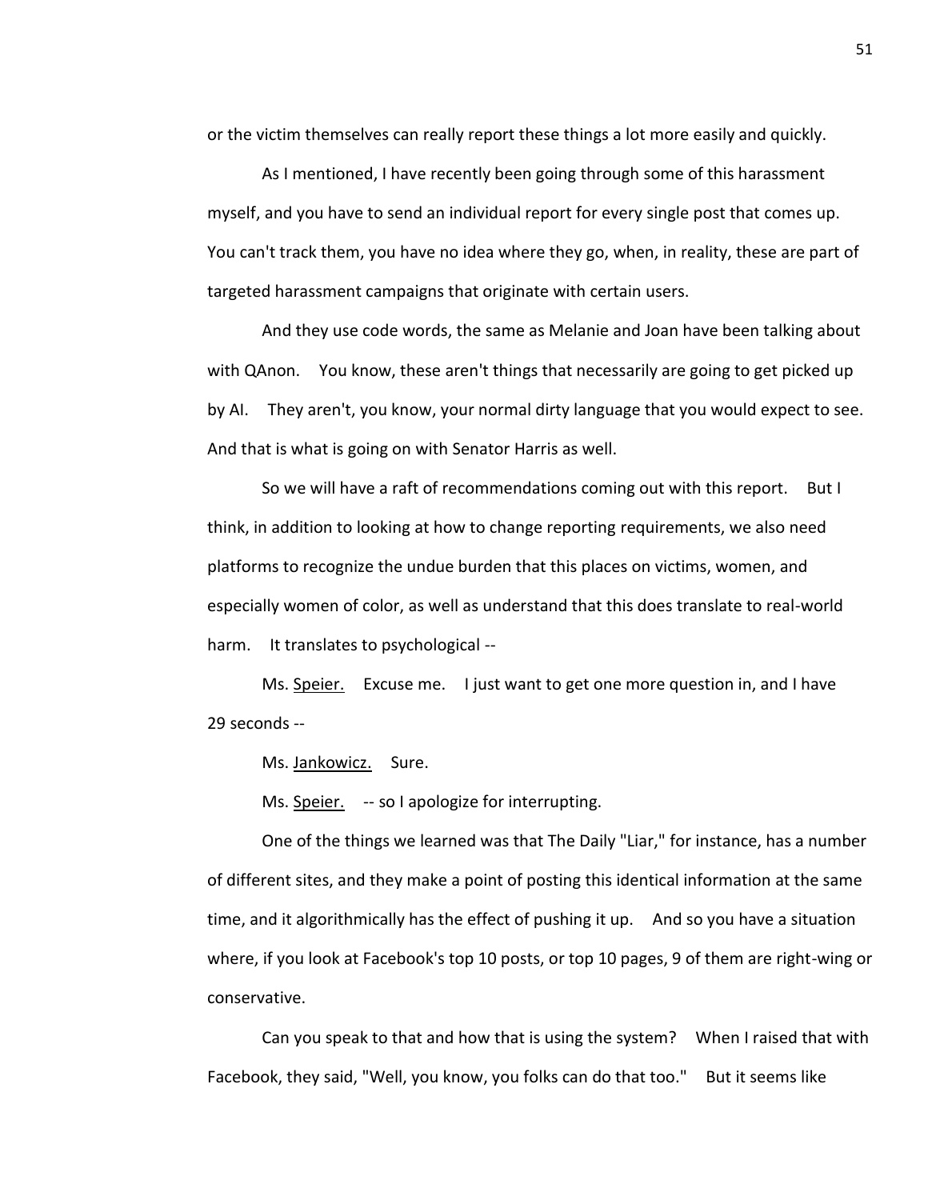or the victim themselves can really report these things a lot more easily and quickly.

As I mentioned, I have recently been going through some of this harassment myself, and you have to send an individual report for every single post that comes up. You can't track them, you have no idea where they go, when, in reality, these are part of targeted harassment campaigns that originate with certain users.

And they use code words, the same as Melanie and Joan have been talking about with QAnon. You know, these aren't things that necessarily are going to get picked up by AI. They aren't, you know, your normal dirty language that you would expect to see. And that is what is going on with Senator Harris as well.

So we will have a raft of recommendations coming out with this report. But I think, in addition to looking at how to change reporting requirements, we also need platforms to recognize the undue burden that this places on victims, women, and especially women of color, as well as understand that this does translate to real-world harm. It translates to psychological --

Ms. Speier. Excuse me. I just want to get one more question in, and I have 29 seconds --

Ms. Jankowicz. Sure.

Ms. Speier. -- so I apologize for interrupting.

One of the things we learned was that The Daily "Liar," for instance, has a number of different sites, and they make a point of posting this identical information at the same time, and it algorithmically has the effect of pushing it up. And so you have a situation where, if you look at Facebook's top 10 posts, or top 10 pages, 9 of them are right-wing or conservative.

Can you speak to that and how that is using the system? When I raised that with Facebook, they said, "Well, you know, you folks can do that too." But it seems like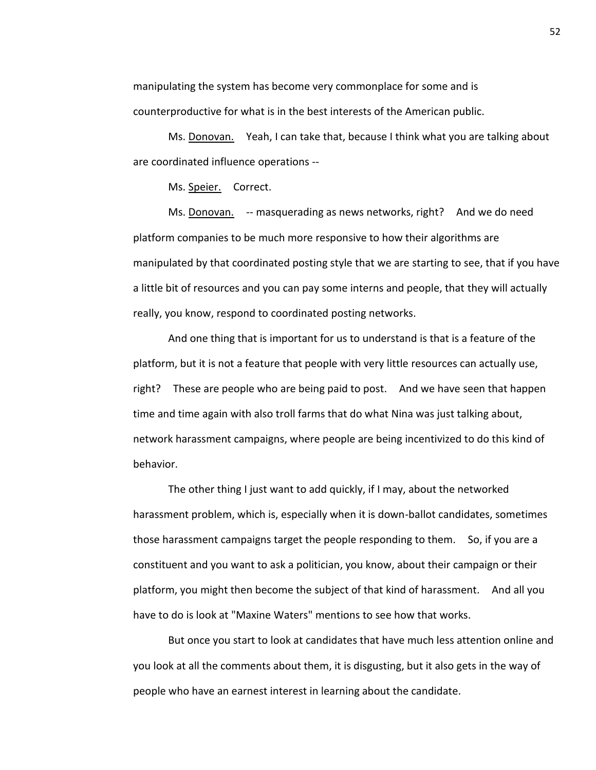manipulating the system has become very commonplace for some and is counterproductive for what is in the best interests of the American public.

Ms. Donovan. Yeah, I can take that, because I think what you are talking about are coordinated influence operations --

Ms. Speier. Correct.

Ms. Donovan. -- masquerading as news networks, right? And we do need platform companies to be much more responsive to how their algorithms are manipulated by that coordinated posting style that we are starting to see, that if you have a little bit of resources and you can pay some interns and people, that they will actually really, you know, respond to coordinated posting networks.

And one thing that is important for us to understand is that is a feature of the platform, but it is not a feature that people with very little resources can actually use, right? These are people who are being paid to post. And we have seen that happen time and time again with also troll farms that do what Nina was just talking about, network harassment campaigns, where people are being incentivized to do this kind of behavior.

The other thing I just want to add quickly, if I may, about the networked harassment problem, which is, especially when it is down-ballot candidates, sometimes those harassment campaigns target the people responding to them. So, if you are a constituent and you want to ask a politician, you know, about their campaign or their platform, you might then become the subject of that kind of harassment. And all you have to do is look at "Maxine Waters" mentions to see how that works.

But once you start to look at candidates that have much less attention online and you look at all the comments about them, it is disgusting, but it also gets in the way of people who have an earnest interest in learning about the candidate.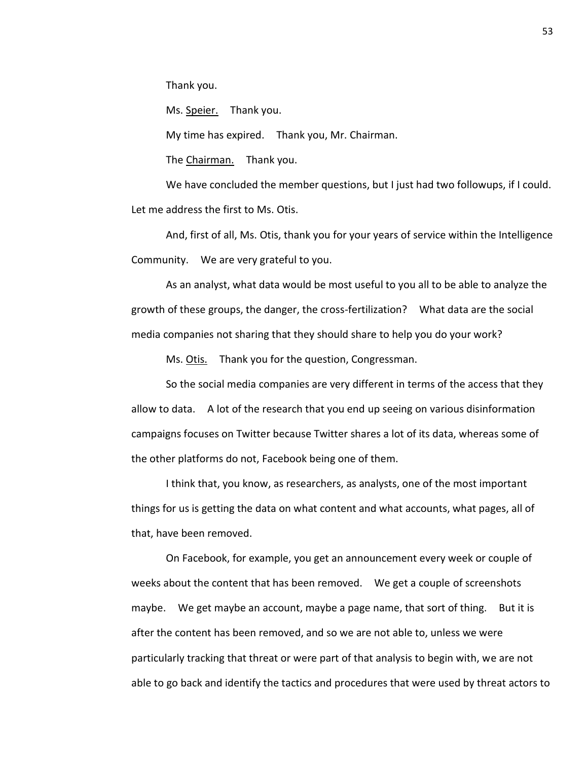Thank you.

Ms. Speier. Thank you.

My time has expired. Thank you, Mr. Chairman.

The Chairman. Thank you.

We have concluded the member questions, but I just had two followups, if I could. Let me address the first to Ms. Otis.

And, first of all, Ms. Otis, thank you for your years of service within the Intelligence Community. We are very grateful to you.

As an analyst, what data would be most useful to you all to be able to analyze the growth of these groups, the danger, the cross-fertilization? What data are the social media companies not sharing that they should share to help you do your work?

Ms. Otis. Thank you for the question, Congressman.

So the social media companies are very different in terms of the access that they allow to data. A lot of the research that you end up seeing on various disinformation campaigns focuses on Twitter because Twitter shares a lot of its data, whereas some of the other platforms do not, Facebook being one of them.

I think that, you know, as researchers, as analysts, one of the most important things for us is getting the data on what content and what accounts, what pages, all of that, have been removed.

On Facebook, for example, you get an announcement every week or couple of weeks about the content that has been removed. We get a couple of screenshots maybe. We get maybe an account, maybe a page name, that sort of thing. But it is after the content has been removed, and so we are not able to, unless we were particularly tracking that threat or were part of that analysis to begin with, we are not able to go back and identify the tactics and procedures that were used by threat actors to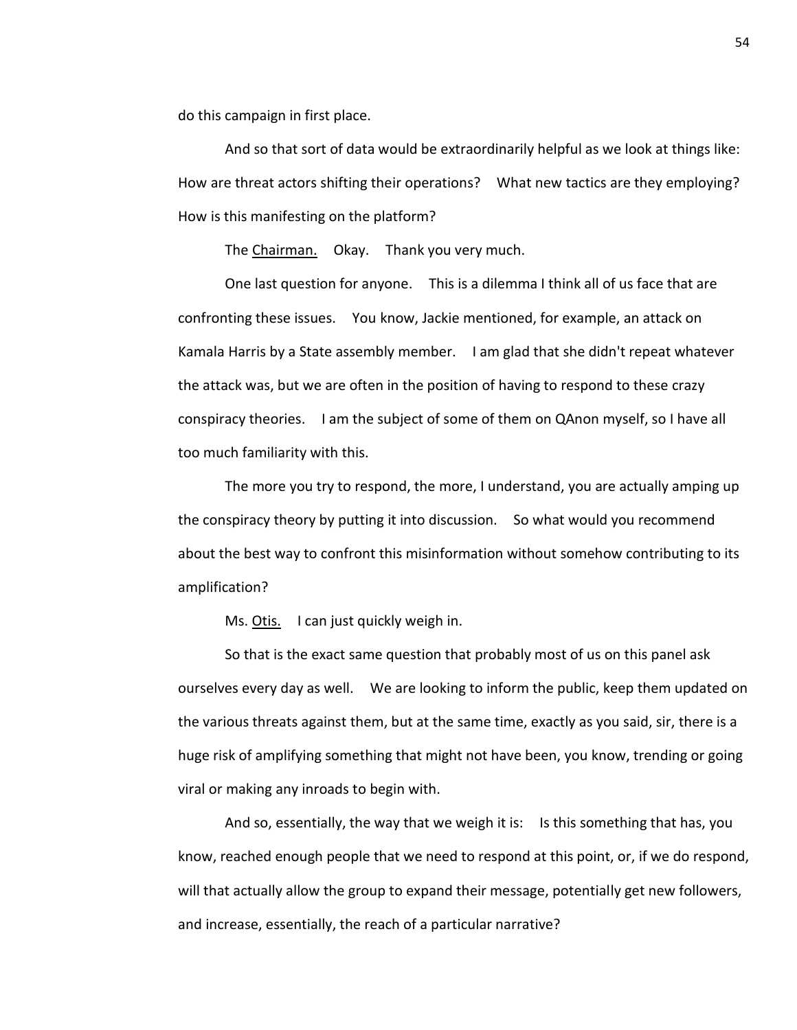do this campaign in first place.

And so that sort of data would be extraordinarily helpful as we look at things like: How are threat actors shifting their operations? What new tactics are they employing? How is this manifesting on the platform?

The Chairman. Okay. Thank you very much.

One last question for anyone. This is a dilemma I think all of us face that are confronting these issues. You know, Jackie mentioned, for example, an attack on Kamala Harris by a State assembly member. I am glad that she didn't repeat whatever the attack was, but we are often in the position of having to respond to these crazy conspiracy theories. I am the subject of some of them on QAnon myself, so I have all too much familiarity with this.

The more you try to respond, the more, I understand, you are actually amping up the conspiracy theory by putting it into discussion. So what would you recommend about the best way to confront this misinformation without somehow contributing to its amplification?

Ms. Otis. I can just quickly weigh in.

So that is the exact same question that probably most of us on this panel ask ourselves every day as well. We are looking to inform the public, keep them updated on the various threats against them, but at the same time, exactly as you said, sir, there is a huge risk of amplifying something that might not have been, you know, trending or going viral or making any inroads to begin with.

And so, essentially, the way that we weigh it is: Is this something that has, you know, reached enough people that we need to respond at this point, or, if we do respond, will that actually allow the group to expand their message, potentially get new followers, and increase, essentially, the reach of a particular narrative?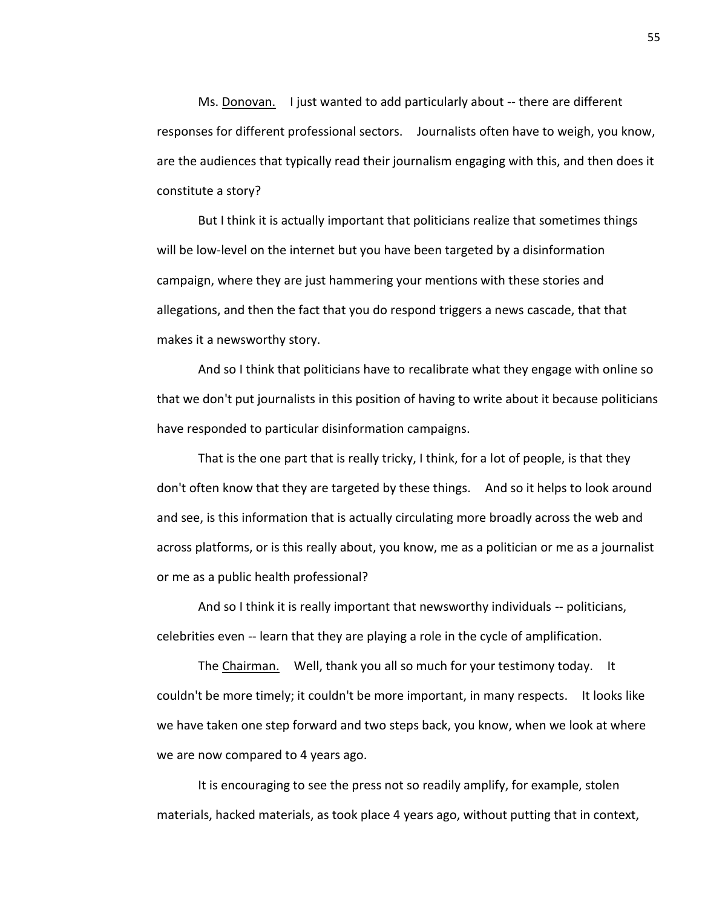Ms. Donovan. I just wanted to add particularly about -- there are different responses for different professional sectors. Journalists often have to weigh, you know, are the audiences that typically read their journalism engaging with this, and then does it constitute a story?

But I think it is actually important that politicians realize that sometimes things will be low-level on the internet but you have been targeted by a disinformation campaign, where they are just hammering your mentions with these stories and allegations, and then the fact that you do respond triggers a news cascade, that that makes it a newsworthy story.

And so I think that politicians have to recalibrate what they engage with online so that we don't put journalists in this position of having to write about it because politicians have responded to particular disinformation campaigns.

That is the one part that is really tricky, I think, for a lot of people, is that they don't often know that they are targeted by these things. And so it helps to look around and see, is this information that is actually circulating more broadly across the web and across platforms, or is this really about, you know, me as a politician or me as a journalist or me as a public health professional?

And so I think it is really important that newsworthy individuals -- politicians, celebrities even -- learn that they are playing a role in the cycle of amplification.

The Chairman. Well, thank you all so much for your testimony today. It couldn't be more timely; it couldn't be more important, in many respects. It looks like we have taken one step forward and two steps back, you know, when we look at where we are now compared to 4 years ago.

It is encouraging to see the press not so readily amplify, for example, stolen materials, hacked materials, as took place 4 years ago, without putting that in context,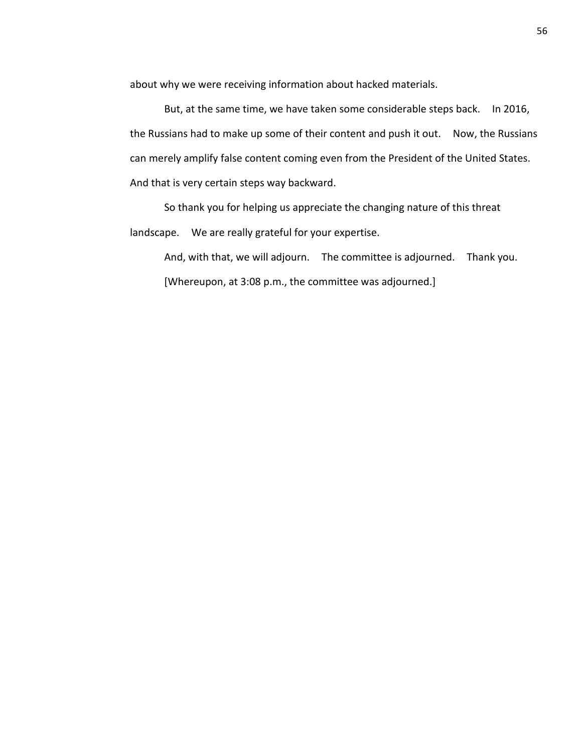about why we were receiving information about hacked materials.

But, at the same time, we have taken some considerable steps back. In 2016, the Russians had to make up some of their content and push it out. Now, the Russians can merely amplify false content coming even from the President of the United States. And that is very certain steps way backward.

So thank you for helping us appreciate the changing nature of this threat landscape. We are really grateful for your expertise.

And, with that, we will adjourn. The committee is adjourned. Thank you.

[Whereupon, at 3:08 p.m., the committee was adjourned.]